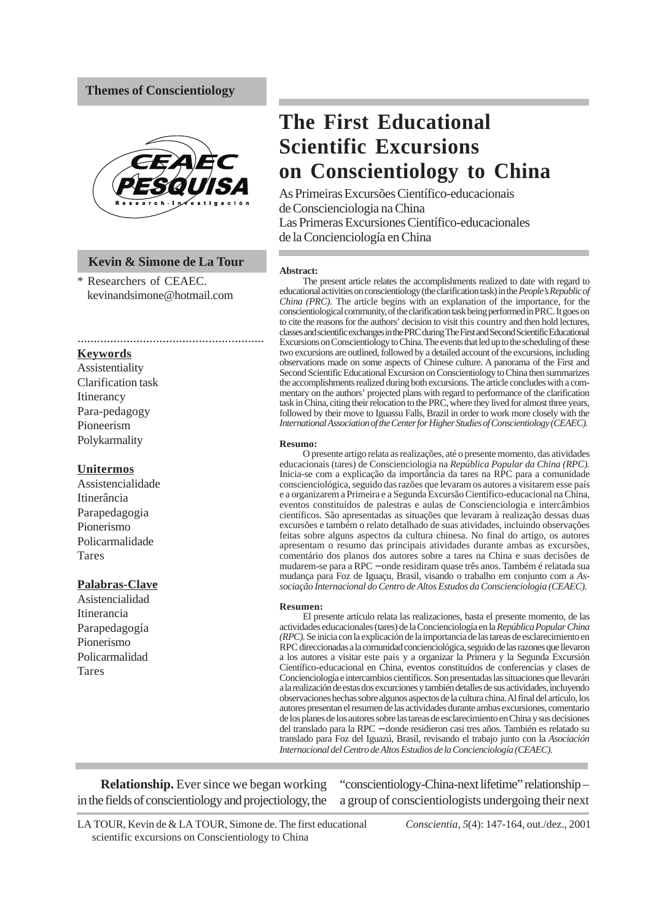Themes of Conscientiology

# The First Educational Scientific Excursions on Conscientiology to China

As Primeiras Excursões Científico-educacionais de Conscienciologia na China

Las Primeras Excursiones Científico-educacionales de la Concienciología en China

**Kevin & Simone de La Tour**

\* Researchers of CEAEC. kevinandsimone@hotmail.com

**Keywords**

Assistentiality
Clarification task
Itinerancy
Para-pedagogy
Pioneerism
Polykarmality

**Unitermos**

Assistencialidade
Itinerância
Parapedagogia
Pionerismo
Policarmalidade
Tares

**Palabras-Clave**

Asistencialidad
Itinerancia
Parapedagogía
Pionerismo
Policarmalidad
Tares

**Abstract:**

The present article relates the accomplishments realized to date with regard to educational activities on conscientiology (the clarification task) in the *People's Republic of China (PRC)*. The article begins with an explanation of the importance, for the conscientiological community, of the clarification task being performed in PRC. It goes on to cite the reasons for the authors' decision to visit this country and then hold lectures, classes and scientific exchanges in the PRC during The First and Second Scientific Educational Excursions on Conscientiology to China. The events that led up to the scheduling of these two excursions are outlined, followed by a detailed account of the excursions, including observations made on some aspects of Chinese culture. A panorama of the First and Second Scientific Educational Excursion on Conscientiology to China then summarizes the accomplishments realized during both excursions. The article concludes with a commentary on the authors' projected plans with regard to performance of the clarification task in China, citing their relocation to the PRC, where they lived for almost three years, followed by their move to Iguassu Falls, Brazil in order to work more closely with the *International Association of the Center for Higher Studies of Conscientiology (CEAEC).*

**Resumo:**

O presente artigo relata as realizações, até o presente momento, das atividades educacionais (tares) de Conscienciologia na *República Popular da China (RPC).* Inicia-se com a explicação da importância da tares na RPC para a comunidade conscienciológica, seguido das razões que levaram os autores a visitarem esse país e a organizarem a Primeira e a Segunda Excursão Científico-educacional na China, eventos constituídos de palestras e aulas de Conscienciologia e intercâmbios científicos. São apresentadas as situações que levaram à realização dessas duas excursões e também o relato detalhado de suas atividades, incluindo observações feitas sobre alguns aspectos da cultura chinesa. No final do artigo, os autores apresentam o resumo das principais atividades durante ambas as excursões, comentário dos planos dos autores sobre a tares na China e suas decisões de mudarem-se para a RPC – onde residiram quase três anos. Também é relatada sua mudança para Foz de Iguaçu, Brasil, visando o trabalho em conjunto com a *Associação Internacional do Centro de Altos Estudos da Conscienciologia (CEAEC).*

**Resumen:**

El presente artículo relata las realizaciones, hasta el presente momento, de las actividades educacionales (tares) de la Concienciología en la *República Popular China (RPC).* Se inicia con la explicación de la importancia de las tareas de esclarecimiento en RPC direccionadas a la comunidad concienciológica, seguido de las razones que llevaron a los autores a visitar este pais y a organizar la Primera y la Segunda Excursión Científico-educacional en China, eventos constituídos de conferencias y clases de Concienciología e intercambios científicos. Son presentadas las situaciones que llevarán a la realización de estas dos excurciones y también detalles de sus actividades, incluyendo observaciones hechas sobre algunos aspectos de la cultura china. Al final del artículo, los autores presentan el resumen de las actividades durante ambas excursiones, comentario de los planes de los autores sobre las tareas de esclarecimiento en China y sus decisiones del translado para la RPC – donde residieron casi tres años. También es relatado su translado para Foz del Iguazú, Brasil, revisando el trabajo junto con la *Asociación Internacional del Centro de Altos Estudios de la Concienciología (CEAEC).*

**Relationship.** Ever since we began working in the fields of conscientiology and projectiology, the "conscientiology-China-next lifetime" relationship – a group of conscientiologists undergoing their next

LA TOUR, Kevin de & LA TOUR, Simone de. The first educational scientific excursions on Conscientiology to China. *Conscientia*, *5*(4): 147-164, out./dez., 2001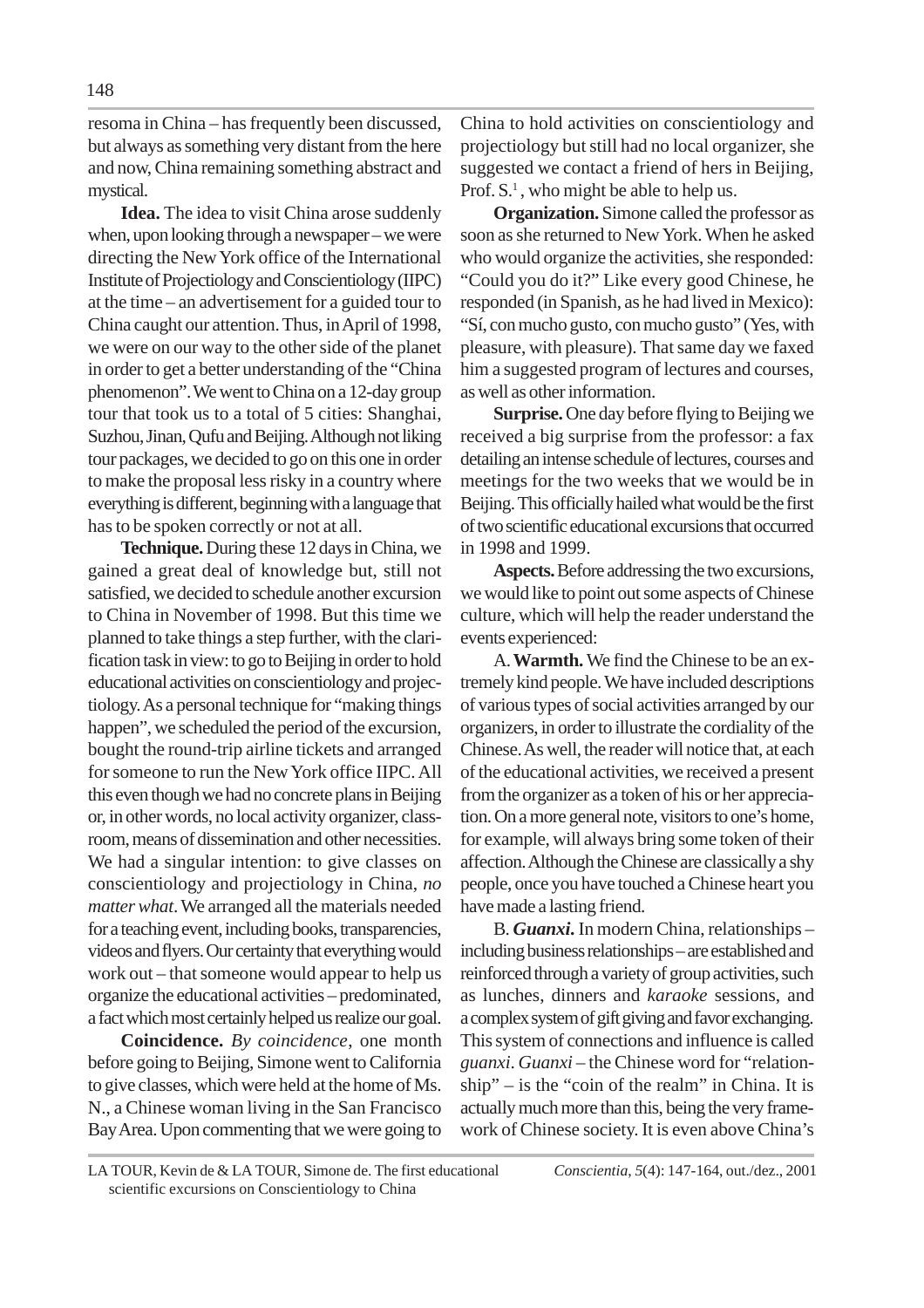resoma in China – has frequently been discussed, but always as something very distant from the here and now, China remaining something abstract and mystical.

**Idea.** The idea to visit China arose suddenly when, upon looking through a newspaper – we were directing the New York office of the International Institute of Projectiology and Conscientiology (IIPC) at the time – an advertisement for a guided tour to China caught our attention. Thus, in April of 1998, we were on our way to the other side of the planet in order to get a better understanding of the "China phenomenon". We went to China on a 12-day group tour that took us to a total of 5 cities: Shanghai, Suzhou, Jinan, Qufu and Beijing. Although not liking tour packages, we decided to go on this one in order to make the proposal less risky in a country where everything is different, beginning with a language that has to be spoken correctly or not at all.

**Technique.** During these 12 days in China, we gained a great deal of knowledge but, still not satisfied, we decided to schedule another excursion to China in November of 1998. But this time we planned to take things a step further, with the clarification task in view: to go to Beijing in order to hold educational activities on conscientiology and projectiology. As a personal technique for "making things happen", we scheduled the period of the excursion, bought the round-trip airline tickets and arranged for someone to run the New York office IIPC. All this even though we had no concrete plans in Beijing or, in other words, no local activity organizer, classroom, means of dissemination and other necessities. We had a singular intention: to give classes on conscientiology and projectiology in China, *no matter what*. We arranged all the materials needed for a teaching event, including books, transparencies, videos and flyers. Our certainty that everything would work out – that someone would appear to help us organize the educational activities – predominated, a fact which most certainly helped us realize our goal.

**Coincidence.** *By coincidence*, one month before going to Beijing, Simone went to California to give classes, which were held at the home of Ms. N., a Chinese woman living in the San Francisco Bay Area. Upon commenting that we were going to China to hold activities on conscientiology and projectiology but still had no local organizer, she suggested we contact a friend of hers in Beijing, Prof. S.[1], who might be able to help us.

**Organization.** Simone called the professor as soon as she returned to New York. When he asked who would organize the activities, she responded: "Could you do it?" Like every good Chinese, he responded (in Spanish, as he had lived in Mexico): "Sí, con mucho gusto, con mucho gusto" (Yes, with pleasure, with pleasure). That same day we faxed him a suggested program of lectures and courses, as well as other information.

**Surprise.** One day before flying to Beijing we received a big surprise from the professor: a fax detailing an intense schedule of lectures, courses and meetings for the two weeks that we would be in Beijing. This officially hailed what would be the first of two scientific educational excursions that occurred in 1998 and 1999.

**Aspects.** Before addressing the two excursions, we would like to point out some aspects of Chinese culture, which will help the reader understand the events experienced:

A. **Warmth.** We find the Chinese to be an extremely kind people. We have included descriptions of various types of social activities arranged by our organizers, in order to illustrate the cordiality of the Chinese. As well, the reader will notice that, at each of the educational activities, we received a present from the organizer as a token of his or her appreciation. On a more general note, visitors to one's home, for example, will always bring some token of their affection. Although the Chinese are classically a shy people, once you have touched a Chinese heart you have made a lasting friend.

B. ***Guanxi.*** In modern China, relationships – including business relationships – are established and reinforced through a variety of group activities, such as lunches, dinners and *karaoke* sessions, and a complex system of gift giving and favor exchanging. This system of connections and influence is called *guanxi*. *Guanxi* – the Chinese word for "relationship" – is the "coin of the realm" in China. It is actually much more than this, being the very framework of Chinese society. It is even above China's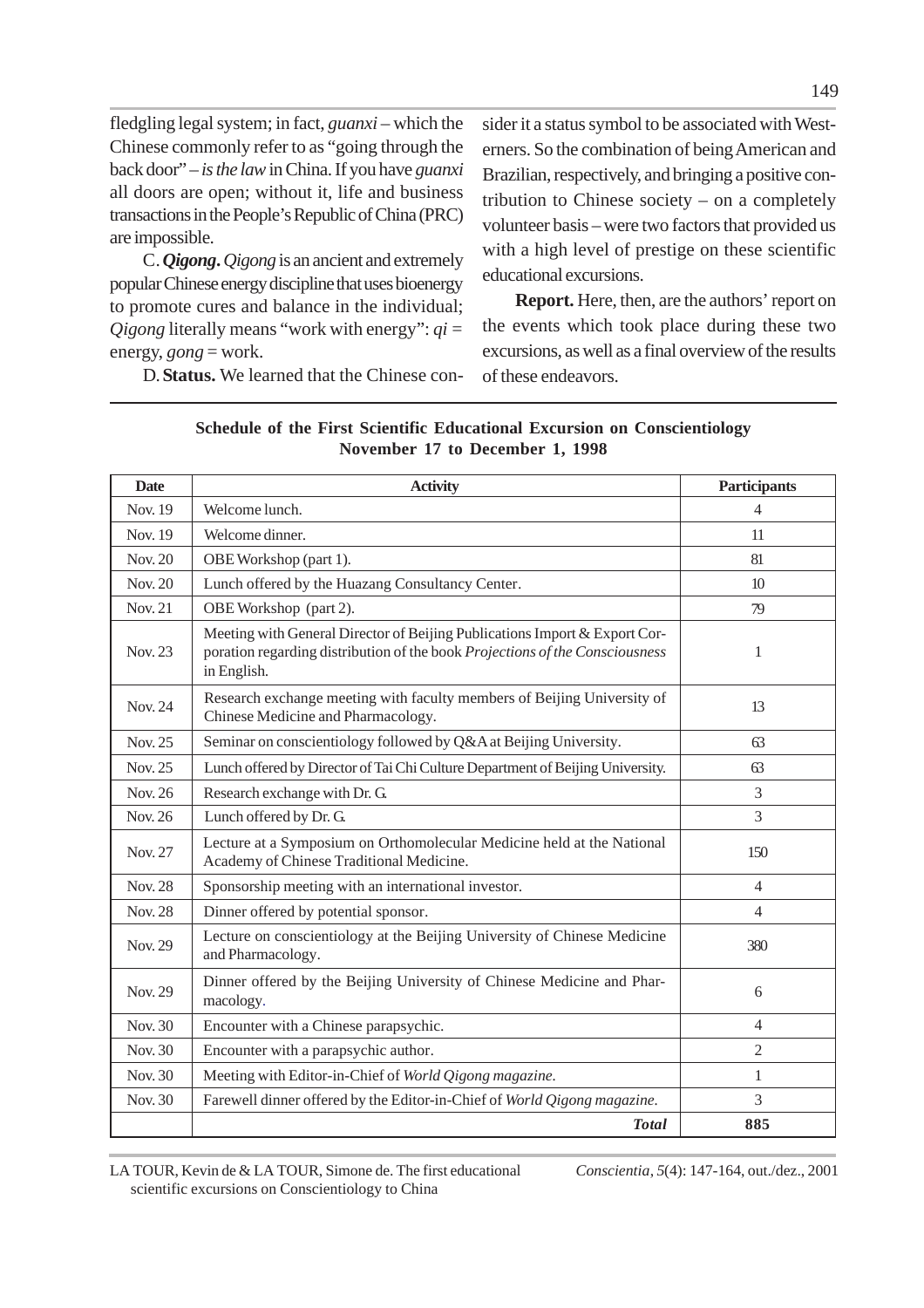fledgling legal system; in fact, *guanxi* – which the Chinese commonly refer to as "going through the back door" – *is the law* in China. If you have *guanxi* all doors are open; without it, life and business transactions in the People's Republic of China (PRC) are impossible.

C. ***Qigong*.** *Qigong* is an ancient and extremely popular Chinese energy discipline that uses bioenergy to promote cures and balance in the individual; *Qigong* literally means "work with energy": *qi* = energy, *gong* = work.

D. **Status.** We learned that the Chinese consider it a status symbol to be associated with Westerners. So the combination of being American and Brazilian, respectively, and bringing a positive contribution to Chinese society – on a completely volunteer basis – were two factors that provided us with a high level of prestige on these scientific educational excursions.

**Report.** Here, then, are the authors' report on the events which took place during these two excursions, as well as a final overview of the results of these endeavors.

**Schedule of the First Scientific Educational Excursion on Conscientiology November 17 to December 1, 1998**

| Date | Activity | Participants |
|---|---|---|
| Nov. 19 | Welcome lunch. | 4 |
| Nov. 19 | Welcome dinner. | 11 |
| Nov. 20 | OBE Workshop (part 1). | 81 |
| Nov. 20 | Lunch offered by the Huazang Consultancy Center. | 10 |
| Nov. 21 | OBE Workshop (part 2). | 79 |
| Nov. 23 | Meeting with General Director of Beijing Publications Import & Export Corporation regarding distribution of the book *Projections of the Consciousness* in English. | 1 |
| Nov. 24 | Research exchange meeting with faculty members of Beijing University of Chinese Medicine and Pharmacology. | 13 |
| Nov. 25 | Seminar on conscientiology followed by Q&A at Beijing University. | 63 |
| Nov. 25 | Lunch offered by Director of Tai Chi Culture Department of Beijing University. | 63 |
| Nov. 26 | Research exchange with Dr. G. | 3 |
| Nov. 26 | Lunch offered by Dr. G. | 3 |
| Nov. 27 | Lecture at a Symposium on Orthomolecular Medicine held at the National Academy of Chinese Traditional Medicine. | 150 |
| Nov. 28 | Sponsorship meeting with an international investor. | 4 |
| Nov. 28 | Dinner offered by potential sponsor. | 4 |
| Nov. 29 | Lecture on conscientiology at the Beijing University of Chinese Medicine and Pharmacology. | 380 |
| Nov. 29 | Dinner offered by the Beijing University of Chinese Medicine and Pharmacology. | 6 |
| Nov. 30 | Encounter with a Chinese parapsychic. | 4 |
| Nov. 30 | Encounter with a parapsychic author. | 2 |
| Nov. 30 | Meeting with Editor-in-Chief of *World Qigong magazine*. | 1 |
| Nov. 30 | Farewell dinner offered by the Editor-in-Chief of *World Qigong magazine*. | 3 |
| | ***Total*** | **885** |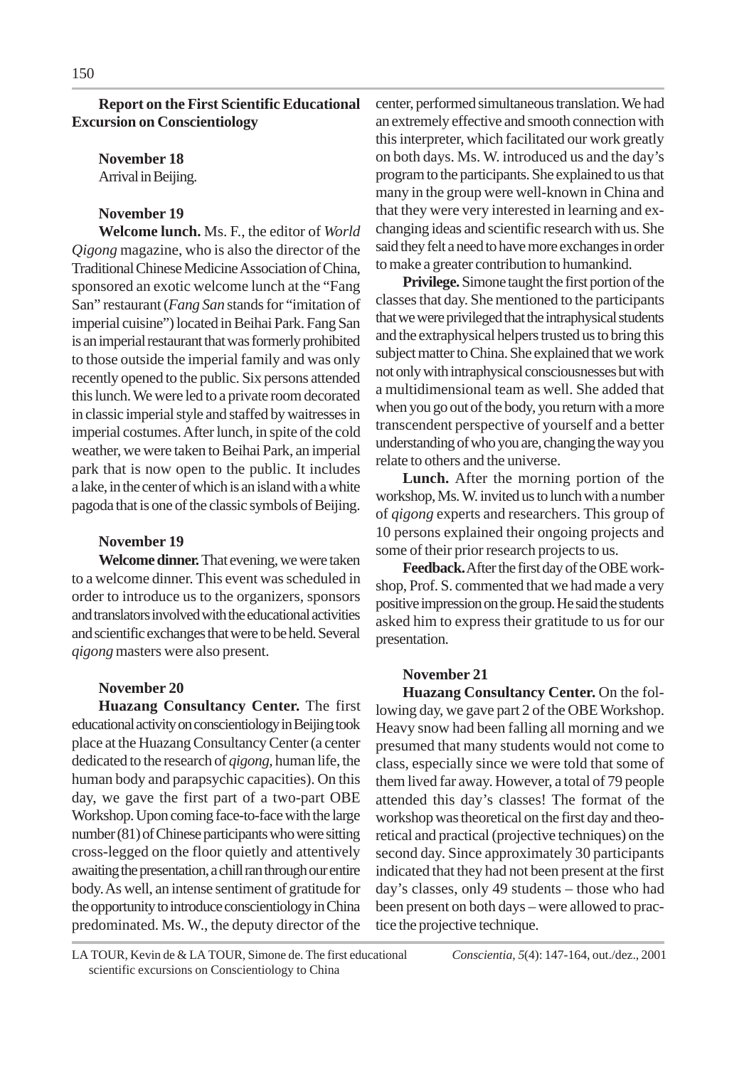**Report on the First Scientific Educational Excursion on Conscientiology**

**November 18**

Arrival in Beijing.

**November 19**

**Welcome lunch.** Ms. F., the editor of *World Qigong* magazine, who is also the director of the Traditional Chinese Medicine Association of China, sponsored an exotic welcome lunch at the "Fang San" restaurant (*Fang San* stands for "imitation of imperial cuisine") located in Beihai Park. Fang San is an imperial restaurant that was formerly prohibited to those outside the imperial family and was only recently opened to the public. Six persons attended this lunch. We were led to a private room decorated in classic imperial style and staffed by waitresses in imperial costumes. After lunch, in spite of the cold weather, we were taken to Beihai Park, an imperial park that is now open to the public. It includes a lake, in the center of which is an island with a white pagoda that is one of the classic symbols of Beijing.

**November 19**

**Welcome dinner.** That evening, we were taken to a welcome dinner. This event was scheduled in order to introduce us to the organizers, sponsors and translators involved with the educational activities and scientific exchanges that were to be held. Several *qigong* masters were also present.

**November 20**

**Huazang Consultancy Center.** The first educational activity on conscientiology in Beijing took place at the Huazang Consultancy Center (a center dedicated to the research of *qigong*, human life, the human body and parapsychic capacities). On this day, we gave the first part of a two-part OBE Workshop. Upon coming face-to-face with the large number (81) of Chinese participants who were sitting cross-legged on the floor quietly and attentively awaiting the presentation, a chill ran through our entire body. As well, an intense sentiment of gratitude for the opportunity to introduce conscientiology in China predominated. Ms. W., the deputy director of the center, performed simultaneous translation. We had an extremely effective and smooth connection with this interpreter, which facilitated our work greatly on both days. Ms. W. introduced us and the day's program to the participants. She explained to us that many in the group were well-known in China and that they were very interested in learning and exchanging ideas and scientific research with us. She said they felt a need to have more exchanges in order to make a greater contribution to humankind.

**Privilege.** Simone taught the first portion of the classes that day. She mentioned to the participants that we were privileged that the intraphysical students and the extraphysical helpers trusted us to bring this subject matter to China. She explained that we work not only with intraphysical consciousnesses but with a multidimensional team as well. She added that when you go out of the body, you return with a more transcendent perspective of yourself and a better understanding of who you are, changing the way you relate to others and the universe.

**Lunch.** After the morning portion of the workshop, Ms. W. invited us to lunch with a number of *qigong* experts and researchers. This group of 10 persons explained their ongoing projects and some of their prior research projects to us.

**Feedback.** After the first day of the OBE workshop, Prof. S. commented that we had made a very positive impression on the group. He said the students asked him to express their gratitude to us for our presentation.

**November 21**

**Huazang Consultancy Center.** On the following day, we gave part 2 of the OBE Workshop. Heavy snow had been falling all morning and we presumed that many students would not come to class, especially since we were told that some of them lived far away. However, a total of 79 people attended this day's classes! The format of the workshop was theoretical on the first day and theoretical and practical (projective techniques) on the second day. Since approximately 30 participants indicated that they had not been present at the first day's classes, only 49 students – those who had been present on both days – were allowed to practice the projective technique.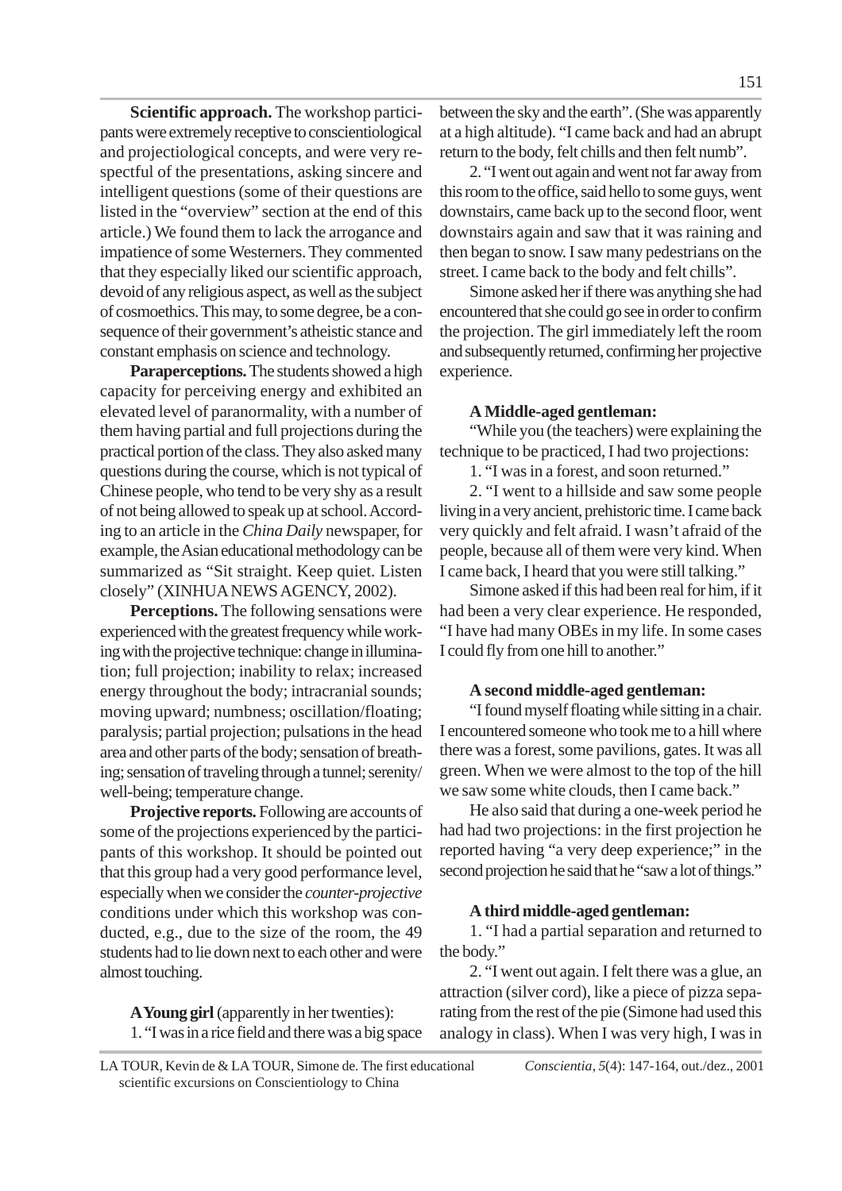**Scientific approach.** The workshop participants were extremely receptive to conscientiological and projectiological concepts, and were very respectful of the presentations, asking sincere and intelligent questions (some of their questions are listed in the "overview" section at the end of this article.) We found them to lack the arrogance and impatience of some Westerners. They commented that they especially liked our scientific approach, devoid of any religious aspect, as well as the subject of cosmoethics. This may, to some degree, be a consequence of their government's atheistic stance and constant emphasis on science and technology.

**Paraperceptions.** The students showed a high capacity for perceiving energy and exhibited an elevated level of paranormality, with a number of them having partial and full projections during the practical portion of the class. They also asked many questions during the course, which is not typical of Chinese people, who tend to be very shy as a result of not being allowed to speak up at school. According to an article in the *China Daily* newspaper, for example, the Asian educational methodology can be summarized as "Sit straight. Keep quiet. Listen closely" (XINHUA NEWS AGENCY, 2002).

**Perceptions.** The following sensations were experienced with the greatest frequency while working with the projective technique: change in illumination; full projection; inability to relax; increased energy throughout the body; intracranial sounds; moving upward; numbness; oscillation/floating; paralysis; partial projection; pulsations in the head area and other parts of the body; sensation of breathing; sensation of traveling through a tunnel; serenity/well-being; temperature change.

**Projective reports.** Following are accounts of some of the projections experienced by the participants of this workshop. It should be pointed out that this group had a very good performance level, especially when we consider the *counter-projective* conditions under which this workshop was conducted, e.g., due to the size of the room, the 49 students had to lie down next to each other and were almost touching.

**A Young girl** (apparently in her twenties):

1. "I was in a rice field and there was a big space between the sky and the earth". (She was apparently at a high altitude). "I came back and had an abrupt return to the body, felt chills and then felt numb".

2. "I went out again and went not far away from this room to the office, said hello to some guys, went downstairs, came back up to the second floor, went downstairs again and saw that it was raining and then began to snow. I saw many pedestrians on the street. I came back to the body and felt chills".

Simone asked her if there was anything she had encountered that she could go see in order to confirm the projection. The girl immediately left the room and subsequently returned, confirming her projective experience.

**A Middle-aged gentleman:**

"While you (the teachers) were explaining the technique to be practiced, I had two projections:

1. "I was in a forest, and soon returned."

2. "I went to a hillside and saw some people living in a very ancient, prehistoric time. I came back very quickly and felt afraid. I wasn't afraid of the people, because all of them were very kind. When I came back, I heard that you were still talking."

Simone asked if this had been real for him, if it had been a very clear experience. He responded, "I have had many OBEs in my life. In some cases I could fly from one hill to another."

**A second middle-aged gentleman:**

"I found myself floating while sitting in a chair. I encountered someone who took me to a hill where there was a forest, some pavilions, gates. It was all green. When we were almost to the top of the hill we saw some white clouds, then I came back."

He also said that during a one-week period he had had two projections: in the first projection he reported having "a very deep experience;" in the second projection he said that he "saw a lot of things."

**A third middle-aged gentleman:**

1. "I had a partial separation and returned to the body."

2. "I went out again. I felt there was a glue, an attraction (silver cord), like a piece of pizza separating from the rest of the pie (Simone had used this analogy in class). When I was very high, I was in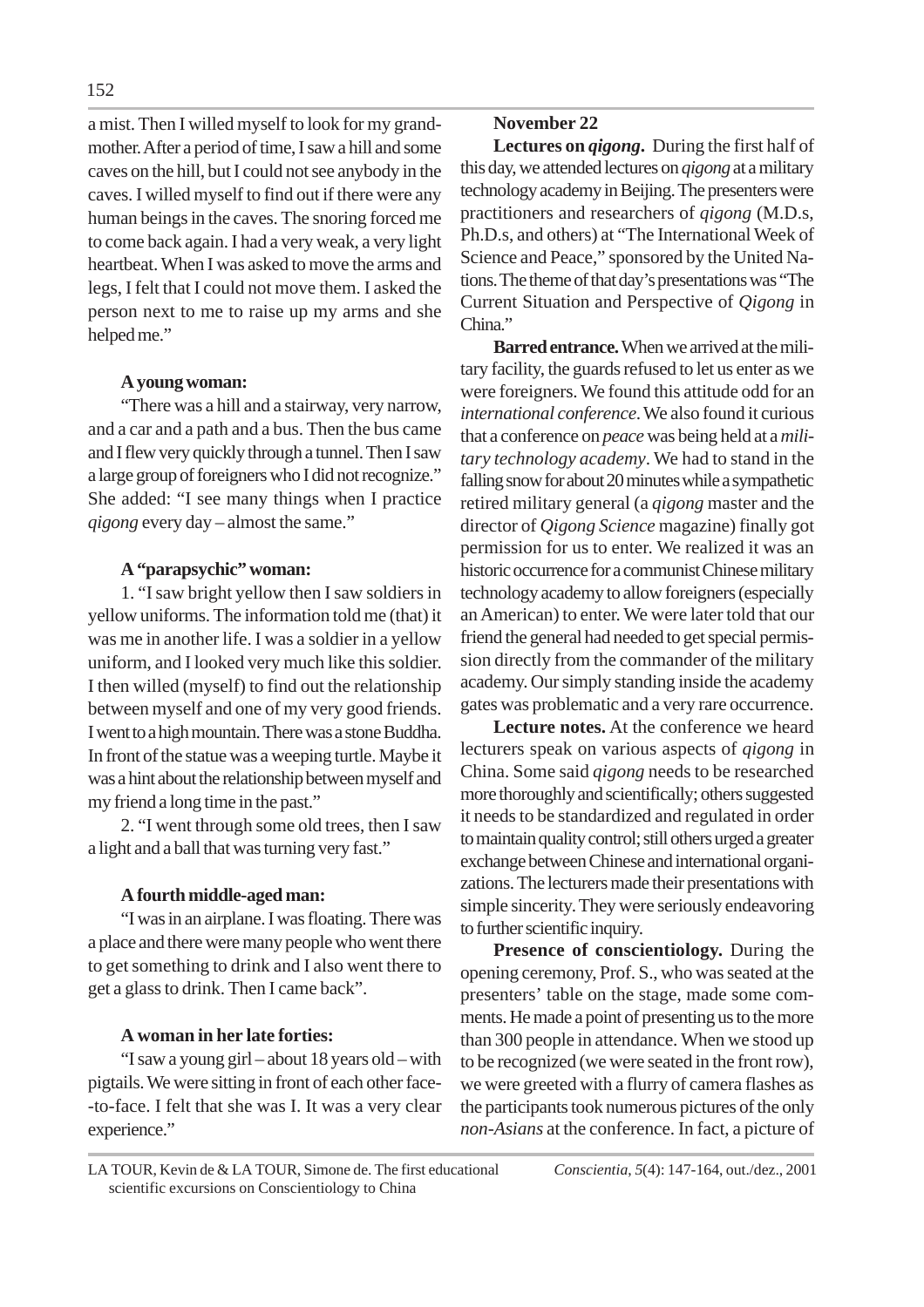a mist. Then I willed myself to look for my grandmother. After a period of time, I saw a hill and some caves on the hill, but I could not see anybody in the caves. I willed myself to find out if there were any human beings in the caves. The snoring forced me to come back again. I had a very weak, a very light heartbeat. When I was asked to move the arms and legs, I felt that I could not move them. I asked the person next to me to raise up my arms and she helped me."

**A young woman:**

"There was a hill and a stairway, very narrow, and a car and a path and a bus. Then the bus came and I flew very quickly through a tunnel. Then I saw a large group of foreigners who I did not recognize." She added: "I see many things when I practice *qigong* every day – almost the same."

**A "parapsychic" woman:**

1. "I saw bright yellow then I saw soldiers in yellow uniforms. The information told me (that) it was me in another life. I was a soldier in a yellow uniform, and I looked very much like this soldier. I then willed (myself) to find out the relationship between myself and one of my very good friends. I went to a high mountain. There was a stone Buddha. In front of the statue was a weeping turtle. Maybe it was a hint about the relationship between myself and my friend a long time in the past."

2. "I went through some old trees, then I saw a light and a ball that was turning very fast."

**A fourth middle-aged man:**

"I was in an airplane. I was floating. There was a place and there were many people who went there to get something to drink and I also went there to get a glass to drink. Then I came back".

**A woman in her late forties:**

"I saw a young girl – about 18 years old – with pigtails. We were sitting in front of each other face-to-face. I felt that she was I. It was a very clear experience."

**November 22**

**Lectures on *qigong*.** During the first half of this day, we attended lectures on *qigong* at a military technology academy in Beijing. The presenters were practitioners and researchers of *qigong* (M.D.s, Ph.D.s, and others) at "The International Week of Science and Peace," sponsored by the United Nations. The theme of that day's presentations was "The Current Situation and Perspective of *Qigong* in China."

**Barred entrance.** When we arrived at the military facility, the guards refused to let us enter as we were foreigners. We found this attitude odd for an *international conference*. We also found it curious that a conference on *peace* was being held at a *military technology academy*. We had to stand in the falling snow for about 20 minutes while a sympathetic retired military general (a *qigong* master and the director of *Qigong Science* magazine) finally got permission for us to enter. We realized it was an historic occurrence for a communist Chinese military technology academy to allow foreigners (especially an American) to enter. We were later told that our friend the general had needed to get special permission directly from the commander of the military academy. Our simply standing inside the academy gates was problematic and a very rare occurrence.

**Lecture notes.** At the conference we heard lecturers speak on various aspects of *qigong* in China. Some said *qigong* needs to be researched more thoroughly and scientifically; others suggested it needs to be standardized and regulated in order to maintain quality control; still others urged a greater exchange between Chinese and international organizations. The lecturers made their presentations with simple sincerity. They were seriously endeavoring to further scientific inquiry.

**Presence of conscientiology.** During the opening ceremony, Prof. S., who was seated at the presenters' table on the stage, made some comments. He made a point of presenting us to the more than 300 people in attendance. When we stood up to be recognized (we were seated in the front row), we were greeted with a flurry of camera flashes as the participants took numerous pictures of the only *non-Asians* at the conference. In fact, a picture of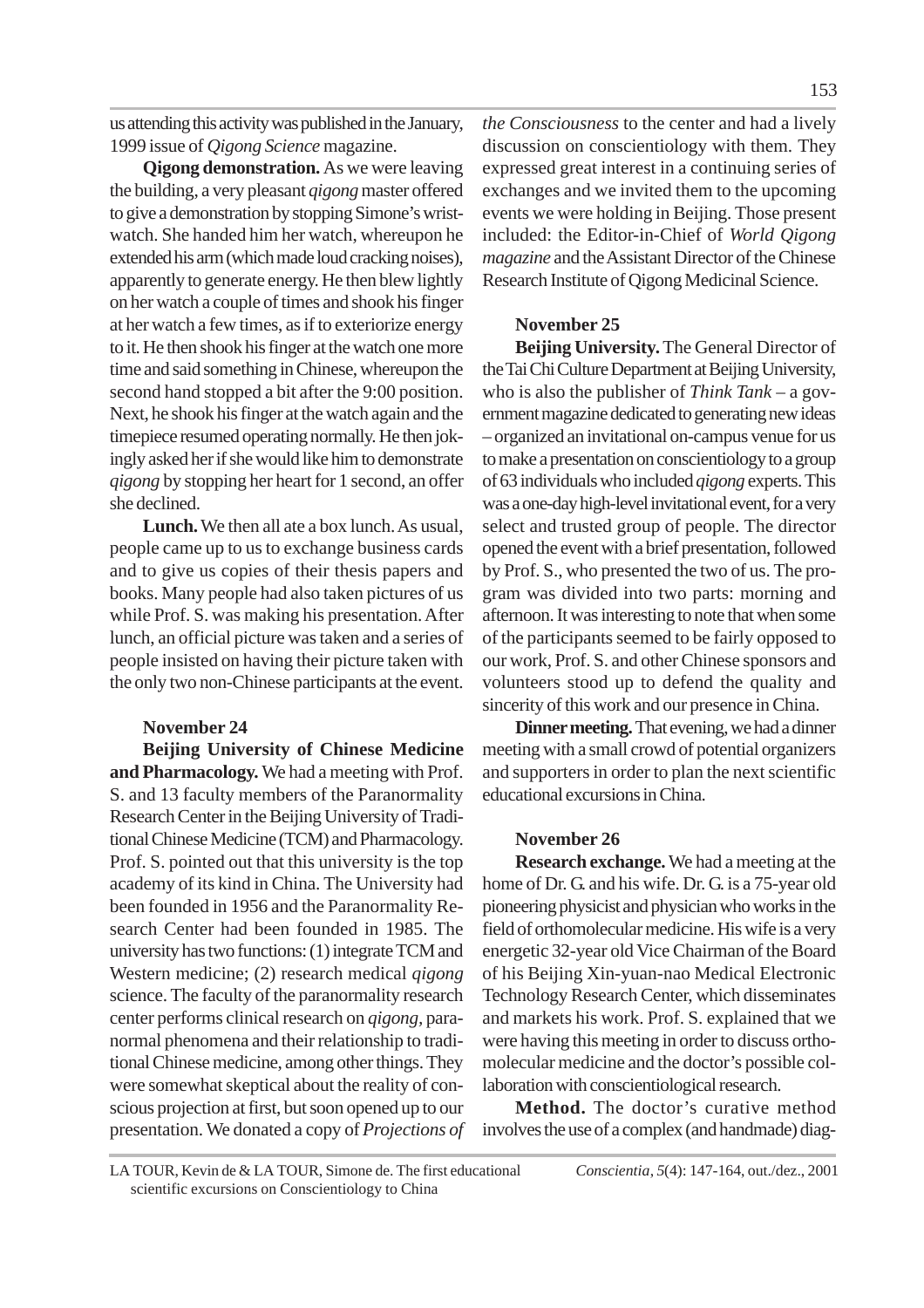us attending this activity was published in the January, 1999 issue of *Qigong Science* magazine.

**Qigong demonstration.** As we were leaving the building, a very pleasant *qigong* master offered to give a demonstration by stopping Simone's wristwatch. She handed him her watch, whereupon he extended his arm (which made loud cracking noises), apparently to generate energy. He then blew lightly on her watch a couple of times and shook his finger at her watch a few times, as if to exteriorize energy to it. He then shook his finger at the watch one more time and said something in Chinese, whereupon the second hand stopped a bit after the 9:00 position. Next, he shook his finger at the watch again and the timepiece resumed operating normally. He then jokingly asked her if she would like him to demonstrate *qigong* by stopping her heart for 1 second, an offer she declined.

**Lunch.** We then all ate a box lunch. As usual, people came up to us to exchange business cards and to give us copies of their thesis papers and books. Many people had also taken pictures of us while Prof. S. was making his presentation. After lunch, an official picture was taken and a series of people insisted on having their picture taken with the only two non-Chinese participants at the event.

**November 24**

**Beijing University of Chinese Medicine and Pharmacology.** We had a meeting with Prof. S. and 13 faculty members of the Paranormality Research Center in the Beijing University of Traditional Chinese Medicine (TCM) and Pharmacology. Prof. S. pointed out that this university is the top academy of its kind in China. The University had been founded in 1956 and the Paranormality Research Center had been founded in 1985. The university has two functions: (1) integrate TCM and Western medicine; (2) research medical *qigong* science. The faculty of the paranormality research center performs clinical research on *qigong*, paranormal phenomena and their relationship to traditional Chinese medicine, among other things. They were somewhat skeptical about the reality of conscious projection at first, but soon opened up to our presentation. We donated a copy of *Projections of the Consciousness* to the center and had a lively discussion on conscientiology with them. They expressed great interest in a continuing series of exchanges and we invited them to the upcoming events we were holding in Beijing. Those present included: the Editor-in-Chief of *World Qigong magazine* and the Assistant Director of the Chinese Research Institute of Qigong Medicinal Science.

**November 25**

**Beijing University.** The General Director of the Tai Chi Culture Department at Beijing University, who is also the publisher of *Think Tank* – a government magazine dedicated to generating new ideas – organized an invitational on-campus venue for us to make a presentation on conscientiology to a group of 63 individuals who included *qigong* experts. This was a one-day high-level invitational event, for a very select and trusted group of people. The director opened the event with a brief presentation, followed by Prof. S., who presented the two of us. The program was divided into two parts: morning and afternoon. It was interesting to note that when some of the participants seemed to be fairly opposed to our work, Prof. S. and other Chinese sponsors and volunteers stood up to defend the quality and sincerity of this work and our presence in China.

**Dinner meeting.** That evening, we had a dinner meeting with a small crowd of potential organizers and supporters in order to plan the next scientific educational excursions in China.

**November 26**

**Research exchange.** We had a meeting at the home of Dr. G. and his wife. Dr. G. is a 75-year old pioneering physicist and physician who works in the field of orthomolecular medicine. His wife is a very energetic 32-year old Vice Chairman of the Board of his Beijing Xin-yuan-nao Medical Electronic Technology Research Center, which disseminates and markets his work. Prof. S. explained that we were having this meeting in order to discuss orthomolecular medicine and the doctor's possible collaboration with conscientiological research.

**Method.** The doctor's curative method involves the use of a complex (and handmade) diag-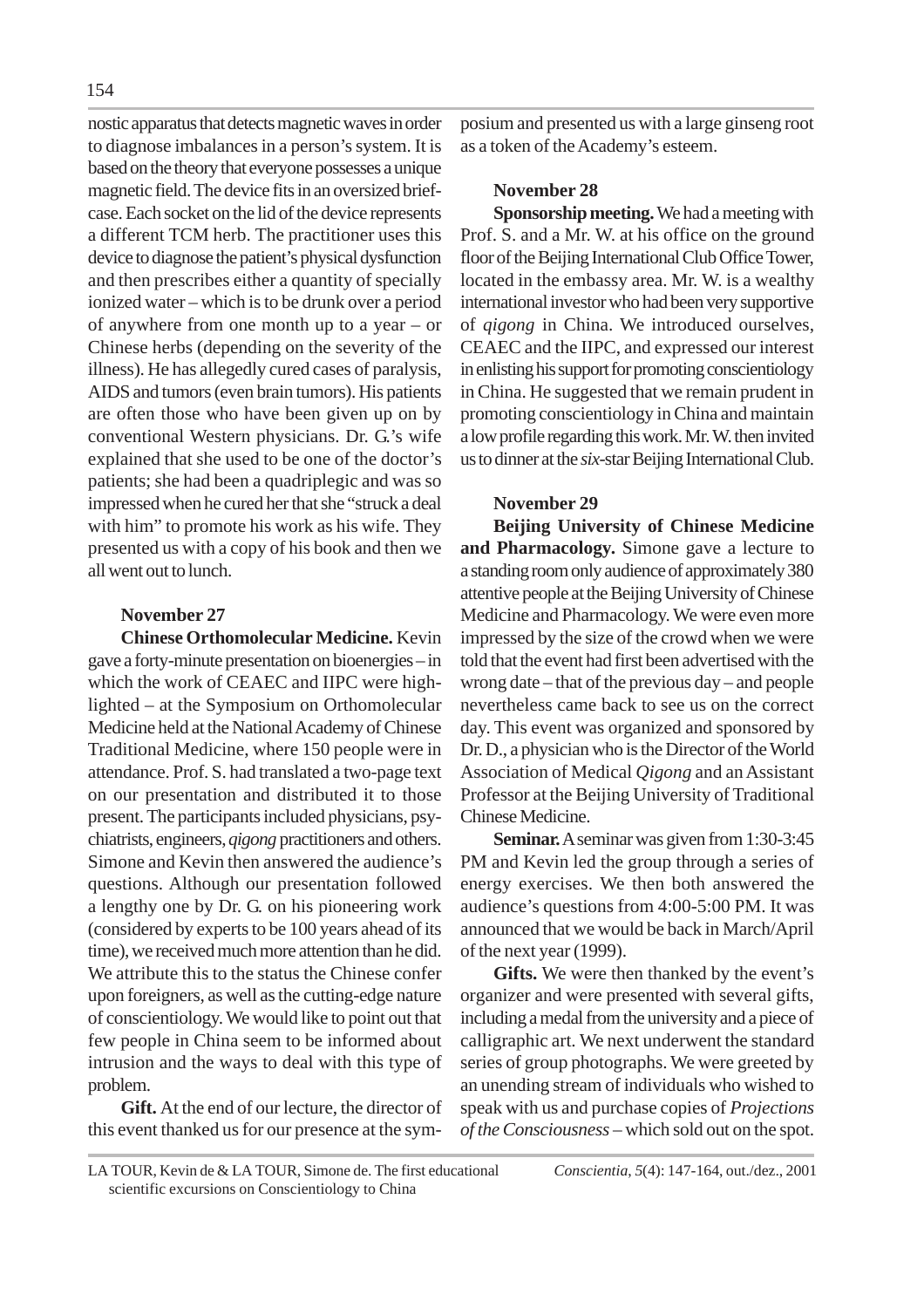nostic apparatus that detects magnetic waves in order to diagnose imbalances in a person's system. It is based on the theory that everyone possesses a unique magnetic field. The device fits in an oversized briefcase. Each socket on the lid of the device represents a different TCM herb. The practitioner uses this device to diagnose the patient's physical dysfunction and then prescribes either a quantity of specially ionized water – which is to be drunk over a period of anywhere from one month up to a year – or Chinese herbs (depending on the severity of the illness). He has allegedly cured cases of paralysis, AIDS and tumors (even brain tumors). His patients are often those who have been given up on by conventional Western physicians. Dr. G.'s wife explained that she used to be one of the doctor's patients; she had been a quadriplegic and was so impressed when he cured her that she "struck a deal with him" to promote his work as his wife. They presented us with a copy of his book and then we all went out to lunch.

### November 27

**Chinese Orthomolecular Medicine.** Kevin gave a forty-minute presentation on bioenergies – in which the work of CEAEC and IIPC were highlighted – at the Symposium on Orthomolecular Medicine held at the National Academy of Chinese Traditional Medicine, where 150 people were in attendance. Prof. S. had translated a two-page text on our presentation and distributed it to those present. The participants included physicians, psychiatrists, engineers, *qigong* practitioners and others. Simone and Kevin then answered the audience's questions. Although our presentation followed a lengthy one by Dr. G. on his pioneering work (considered by experts to be 100 years ahead of its time), we received much more attention than he did. We attribute this to the status the Chinese confer upon foreigners, as well as the cutting-edge nature of conscientiology. We would like to point out that few people in China seem to be informed about intrusion and the ways to deal with this type of problem.

**Gift.** At the end of our lecture, the director of this event thanked us for our presence at the symposium and presented us with a large ginseng root as a token of the Academy's esteem.

### November 28

**Sponsorship meeting.** We had a meeting with Prof. S. and a Mr. W. at his office on the ground floor of the Beijing International Club Office Tower, located in the embassy area. Mr. W. is a wealthy international investor who had been very supportive of *qigong* in China. We introduced ourselves, CEAEC and the IIPC, and expressed our interest in enlisting his support for promoting conscientiology in China. He suggested that we remain prudent in promoting conscientiology in China and maintain a low profile regarding this work. Mr. W. then invited us to dinner at the *six*-star Beijing International Club.

### November 29

**Beijing University of Chinese Medicine and Pharmacology.** Simone gave a lecture to a standing room only audience of approximately 380 attentive people at the Beijing University of Chinese Medicine and Pharmacology. We were even more impressed by the size of the crowd when we were told that the event had first been advertised with the wrong date – that of the previous day – and people nevertheless came back to see us on the correct day. This event was organized and sponsored by Dr. D., a physician who is the Director of the World Association of Medical *Qigong* and an Assistant Professor at the Beijing University of Traditional Chinese Medicine.

**Seminar.** A seminar was given from 1:30-3:45 PM and Kevin led the group through a series of energy exercises. We then both answered the audience's questions from 4:00-5:00 PM. It was announced that we would be back in March/April of the next year (1999).

**Gifts.** We were then thanked by the event's organizer and were presented with several gifts, including a medal from the university and a piece of calligraphic art. We next underwent the standard series of group photographs. We were greeted by an unending stream of individuals who wished to speak with us and purchase copies of *Projections of the Consciousness* – which sold out on the spot.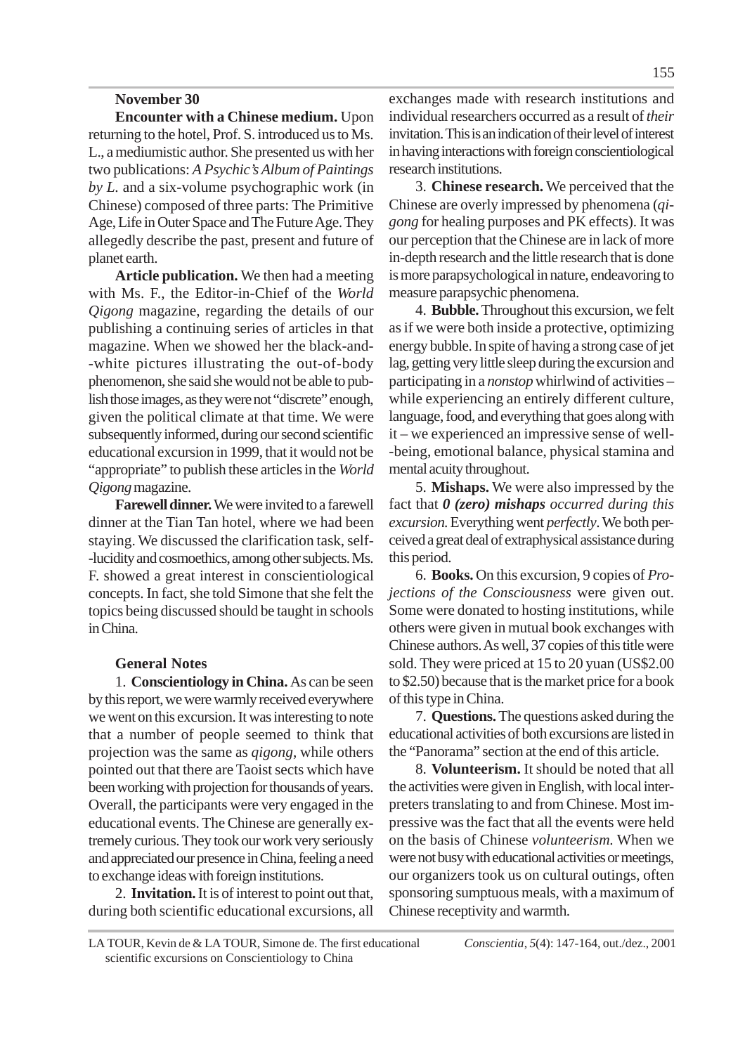**November 30**

**Encounter with a Chinese medium.** Upon returning to the hotel, Prof. S. introduced us to Ms. L., a mediumistic author. She presented us with her two publications: *A Psychic's Album of Paintings by L.* and a six-volume psychographic work (in Chinese) composed of three parts: The Primitive Age, Life in Outer Space and The Future Age. They allegedly describe the past, present and future of planet earth.

**Article publication.** We then had a meeting with Ms. F., the Editor-in-Chief of the *World Qigong* magazine, regarding the details of our publishing a continuing series of articles in that magazine. When we showed her the black-and--white pictures illustrating the out-of-body phenomenon, she said she would not be able to publish those images, as they were not "discrete" enough, given the political climate at that time. We were subsequently informed, during our second scientific educational excursion in 1999, that it would not be "appropriate" to publish these articles in the *World Qigong* magazine.

**Farewell dinner.** We were invited to a farewell dinner at the Tian Tan hotel, where we had been staying. We discussed the clarification task, self--lucidity and cosmoethics, among other subjects. Ms. F. showed a great interest in conscientiological concepts. In fact, she told Simone that she felt the topics being discussed should be taught in schools in China.

**General Notes**

1. **Conscientiology in China.** As can be seen by this report, we were warmly received everywhere we went on this excursion. It was interesting to note that a number of people seemed to think that projection was the same as *qigong*, while others pointed out that there are Taoist sects which have been working with projection for thousands of years. Overall, the participants were very engaged in the educational events. The Chinese are generally extremely curious. They took our work very seriously and appreciated our presence in China, feeling a need to exchange ideas with foreign institutions.

2. **Invitation.** It is of interest to point out that, during both scientific educational excursions, all exchanges made with research institutions and individual researchers occurred as a result of *their* invitation. This is an indication of their level of interest in having interactions with foreign conscientiological research institutions.

3. **Chinese research.** We perceived that the Chinese are overly impressed by phenomena (*qigong* for healing purposes and PK effects). It was our perception that the Chinese are in lack of more in-depth research and the little research that is done is more parapsychological in nature, endeavoring to measure parapsychic phenomena.

4. **Bubble.** Throughout this excursion, we felt as if we were both inside a protective, optimizing energy bubble. In spite of having a strong case of jet lag, getting very little sleep during the excursion and participating in a *nonstop* whirlwind of activities – while experiencing an entirely different culture, language, food, and everything that goes along with it – we experienced an impressive sense of well--being, emotional balance, physical stamina and mental acuity throughout.

5. **Mishaps.** We were also impressed by the fact that ***0 (zero) mishaps*** *occurred during this excursion.* Everything went *perfectly*. We both perceived a great deal of extraphysical assistance during this period.

6. **Books.** On this excursion, 9 copies of *Projections of the Consciousness* were given out. Some were donated to hosting institutions, while others were given in mutual book exchanges with Chinese authors. As well, 37 copies of this title were sold. They were priced at 15 to 20 yuan (US$2.00 to $2.50) because that is the market price for a book of this type in China.

7. **Questions.** The questions asked during the educational activities of both excursions are listed in the "Panorama" section at the end of this article.

8. **Volunteerism.** It should be noted that all the activities were given in English, with local interpreters translating to and from Chinese. Most impressive was the fact that all the events were held on the basis of Chinese *volunteerism*. When we were not busy with educational activities or meetings, our organizers took us on cultural outings, often sponsoring sumptuous meals, with a maximum of Chinese receptivity and warmth.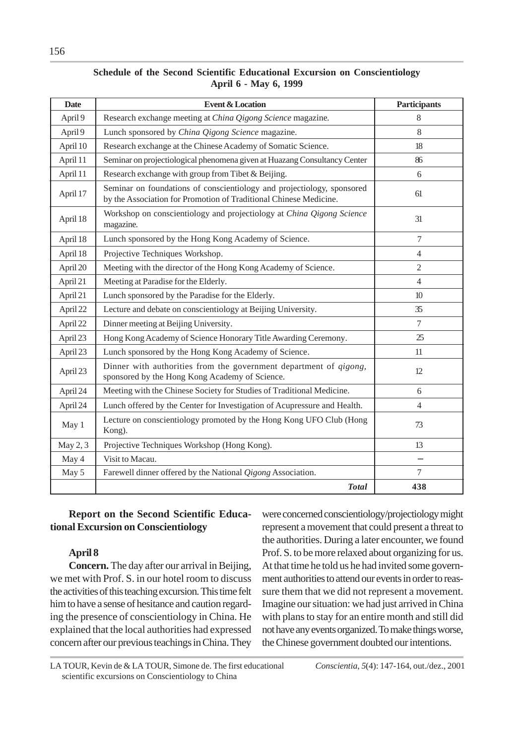**Schedule of the Second Scientific Educational Excursion on Conscientiology**
**April 6 - May 6, 1999**

| Date | Event & Location | Participants |
|---|---|---|
| April 9 | Research exchange meeting at *China Qigong Science* magazine. | 8 |
| April 9 | Lunch sponsored by *China Qigong Science* magazine. | 8 |
| April 10 | Research exchange at the Chinese Academy of Somatic Science. | 18 |
| April 11 | Seminar on projectiological phenomena given at Huazang Consultancy Center | 86 |
| April 11 | Research exchange with group from Tibet & Beijing. | 6 |
| April 17 | Seminar on foundations of conscientiology and projectiology, sponsored by the Association for Promotion of Traditional Chinese Medicine. | 61 |
| April 18 | Workshop on conscientiology and projectiology at *China Qigong Science* magazine. | 31 |
| April 18 | Lunch sponsored by the Hong Kong Academy of Science. | 7 |
| April 18 | Projective Techniques Workshop. | 4 |
| April 20 | Meeting with the director of the Hong Kong Academy of Science. | 2 |
| April 21 | Meeting at Paradise for the Elderly. | 4 |
| April 21 | Lunch sponsored by the Paradise for the Elderly. | 10 |
| April 22 | Lecture and debate on conscientiology at Beijing University. | 35 |
| April 22 | Dinner meeting at Beijing University. | 7 |
| April 23 | Hong Kong Academy of Science Honorary Title Awarding Ceremony. | 25 |
| April 23 | Lunch sponsored by the Hong Kong Academy of Science. | 11 |
| April 23 | Dinner with authorities from the government department of *qigong*, sponsored by the Hong Kong Academy of Science. | 12 |
| April 24 | Meeting with the Chinese Society for Studies of Traditional Medicine. | 6 |
| April 24 | Lunch offered by the Center for Investigation of Acupressure and Health. | 4 |
| May 1 | Lecture on conscientiology promoted by the Hong Kong UFO Club (Hong Kong). | 73 |
| May 2, 3 | Projective Techniques Workshop (Hong Kong). | 13 |
| May 4 | Visit to Macau. | – |
| May 5 | Farewell dinner offered by the National *Qigong* Association. | 7 |
| | ***Total*** | **438** |

**Report on the Second Scientific Educational Excursion on Conscientiology**

**April 8**

**Concern.** The day after our arrival in Beijing, we met with Prof. S. in our hotel room to discuss the activities of this teaching excursion. This time felt him to have a sense of hesitance and caution regarding the presence of conscientiology in China. He explained that the local authorities had expressed concern after our previous teachings in China. They were concerned conscientiology/projectiology might represent a movement that could present a threat to the authorities. During a later encounter, we found Prof. S. to be more relaxed about organizing for us. At that time he told us he had invited some government authorities to attend our events in order to reassure them that we did not represent a movement. Imagine our situation: we had just arrived in China with plans to stay for an entire month and still did not have any events organized. To make things worse, the Chinese government doubted our intentions.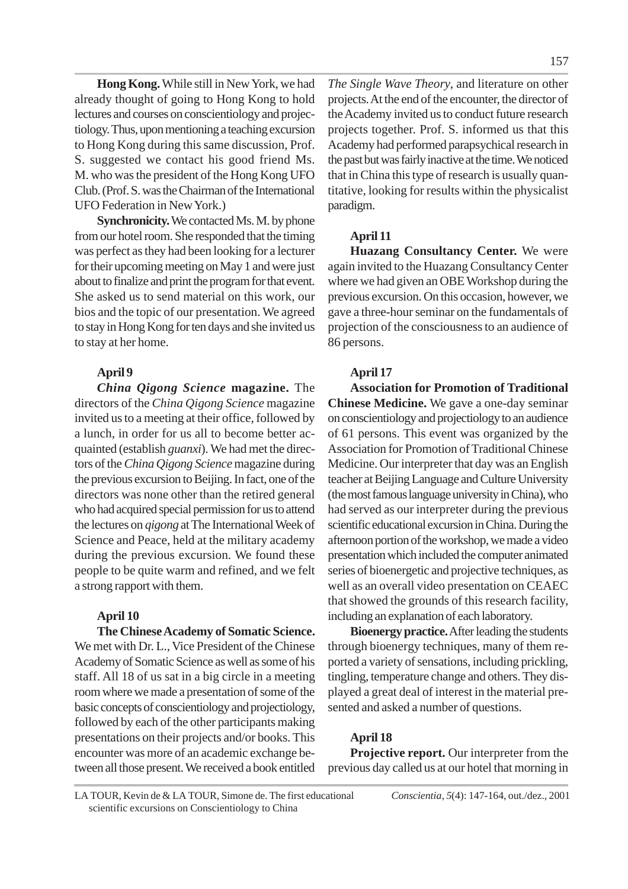**Hong Kong.** While still in New York, we had already thought of going to Hong Kong to hold lectures and courses on conscientiology and projectiology. Thus, upon mentioning a teaching excursion to Hong Kong during this same discussion, Prof. S. suggested we contact his good friend Ms. M. who was the president of the Hong Kong UFO Club. (Prof. S. was the Chairman of the International UFO Federation in New York.)

**Synchronicity.** We contacted Ms. M. by phone from our hotel room. She responded that the timing was perfect as they had been looking for a lecturer for their upcoming meeting on May 1 and were just about to finalize and print the program for that event. She asked us to send material on this work, our bios and the topic of our presentation. We agreed to stay in Hong Kong for ten days and she invited us to stay at her home.

**April 9**

***China Qigong Science* magazine.** The directors of the *China Qigong Science* magazine invited us to a meeting at their office, followed by a lunch, in order for us all to become better acquainted (establish *guanxi*). We had met the directors of the *China Qigong Science* magazine during the previous excursion to Beijing. In fact, one of the directors was none other than the retired general who had acquired special permission for us to attend the lectures on *qigong* at The International Week of Science and Peace, held at the military academy during the previous excursion. We found these people to be quite warm and refined, and we felt a strong rapport with them.

**April 10**

**The Chinese Academy of Somatic Science.** We met with Dr. L., Vice President of the Chinese Academy of Somatic Science as well as some of his staff. All 18 of us sat in a big circle in a meeting room where we made a presentation of some of the basic concepts of conscientiology and projectiology, followed by each of the other participants making presentations on their projects and/or books. This encounter was more of an academic exchange between all those present. We received a book entitled *The Single Wave Theory*, and literature on other projects. At the end of the encounter, the director of the Academy invited us to conduct future research projects together. Prof. S. informed us that this Academy had performed parapsychical research in the past but was fairly inactive at the time. We noticed that in China this type of research is usually quantitative, looking for results within the physicalist paradigm.

**April 11**

**Huazang Consultancy Center.** We were again invited to the Huazang Consultancy Center where we had given an OBE Workshop during the previous excursion. On this occasion, however, we gave a three-hour seminar on the fundamentals of projection of the consciousness to an audience of 86 persons.

**April 17**

**Association for Promotion of Traditional Chinese Medicine.** We gave a one-day seminar on conscientiology and projectiology to an audience of 61 persons. This event was organized by the Association for Promotion of Traditional Chinese Medicine. Our interpreter that day was an English teacher at Beijing Language and Culture University (the most famous language university in China), who had served as our interpreter during the previous scientific educational excursion in China. During the afternoon portion of the workshop, we made a video presentation which included the computer animated series of bioenergetic and projective techniques, as well as an overall video presentation on CEAEC that showed the grounds of this research facility, including an explanation of each laboratory.

**Bioenergy practice.** After leading the students through bioenergy techniques, many of them reported a variety of sensations, including prickling, tingling, temperature change and others. They displayed a great deal of interest in the material presented and asked a number of questions.

**April 18**

**Projective report.** Our interpreter from the previous day called us at our hotel that morning in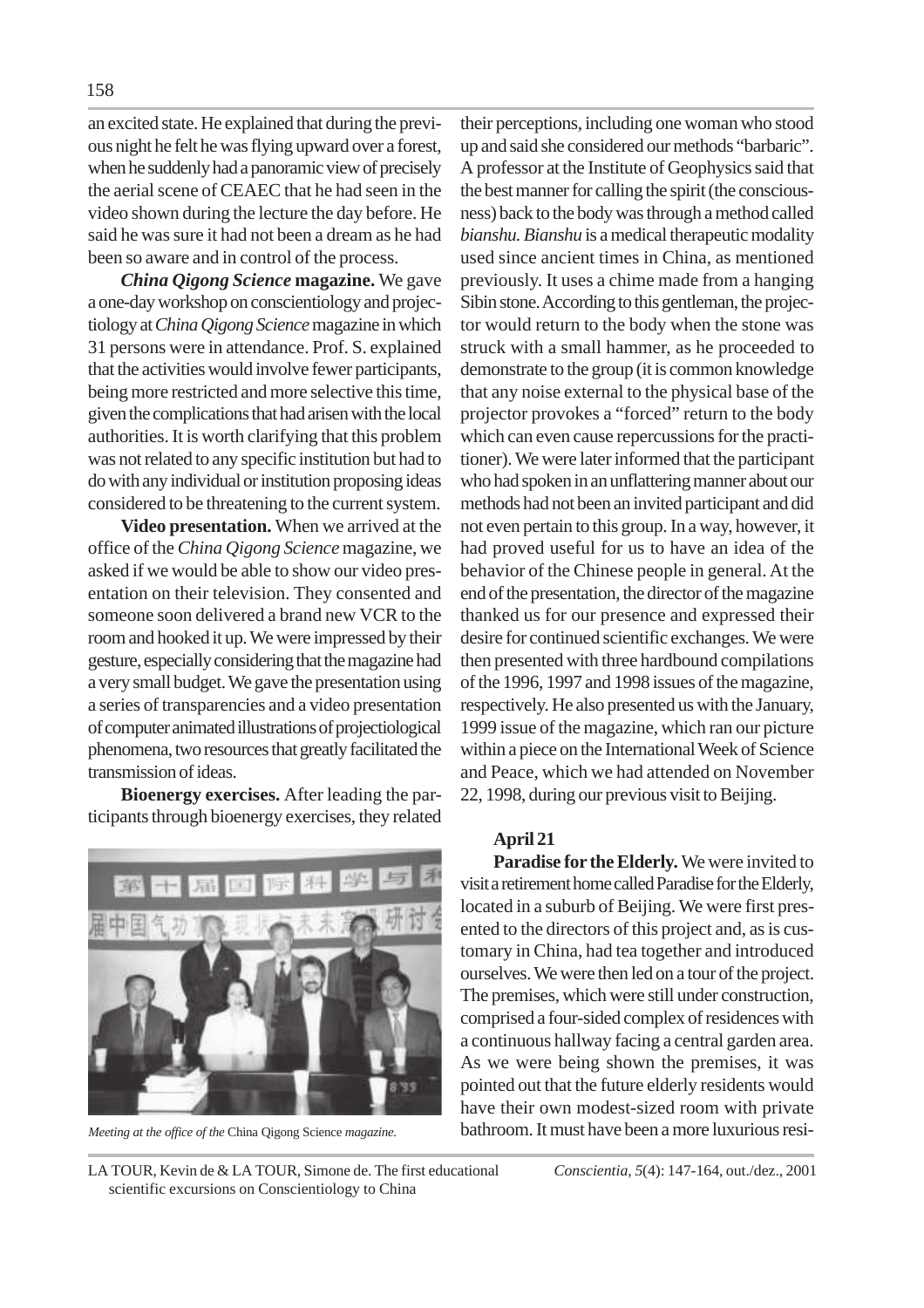an excited state. He explained that during the previous night he felt he was flying upward over a forest, when he suddenly had a panoramic view of precisely the aerial scene of CEAEC that he had seen in the video shown during the lecture the day before. He said he was sure it had not been a dream as he had been so aware and in control of the process.

***China Qigong Science* magazine.** We gave a one-day workshop on conscientiology and projectiology at *China Qigong Science* magazine in which 31 persons were in attendance. Prof. S. explained that the activities would involve fewer participants, being more restricted and more selective this time, given the complications that had arisen with the local authorities. It is worth clarifying that this problem was not related to any specific institution but had to do with any individual or institution proposing ideas considered to be threatening to the current system.

**Video presentation.** When we arrived at the office of the *China Qigong Science* magazine, we asked if we would be able to show our video presentation on their television. They consented and someone soon delivered a brand new VCR to the room and hooked it up. We were impressed by their gesture, especially considering that the magazine had a very small budget. We gave the presentation using a series of transparencies and a video presentation of computer animated illustrations of projectiological phenomena, two resources that greatly facilitated the transmission of ideas.

**Bioenergy exercises.** After leading the participants through bioenergy exercises, they related their perceptions, including one woman who stood up and said she considered our methods "barbaric". A professor at the Institute of Geophysics said that the best manner for calling the spirit (the consciousness) back to the body was through a method called *bianshu. Bianshu* is a medical therapeutic modality used since ancient times in China, as mentioned previously. It uses a chime made from a hanging Sibin stone. According to this gentleman, the projector would return to the body when the stone was struck with a small hammer, as he proceeded to demonstrate to the group (it is common knowledge that any noise external to the physical base of the projector provokes a "forced" return to the body which can even cause repercussions for the practitioner). We were later informed that the participant who had spoken in an unflattering manner about our methods had not been an invited participant and did not even pertain to this group. In a way, however, it had proved useful for us to have an idea of the behavior of the Chinese people in general. At the end of the presentation, the director of the magazine thanked us for our presence and expressed their desire for continued scientific exchanges. We were then presented with three hardbound compilations of the 1996, 1997 and 1998 issues of the magazine, respectively. He also presented us with the January, 1999 issue of the magazine, which ran our picture within a piece on the International Week of Science and Peace, which we had attended on November 22, 1998, during our previous visit to Beijing.

*Meeting at the office of the* China Qigong Science *magazine.*

**April 21**

**Paradise for the Elderly.** We were invited to visit a retirement home called Paradise for the Elderly, located in a suburb of Beijing. We were first presented to the directors of this project and, as is customary in China, had tea together and introduced ourselves. We were then led on a tour of the project. The premises, which were still under construction, comprised a four-sided complex of residences with a continuous hallway facing a central garden area. As we were being shown the premises, it was pointed out that the future elderly residents would have their own modest-sized room with private bathroom. It must have been a more luxurious resi-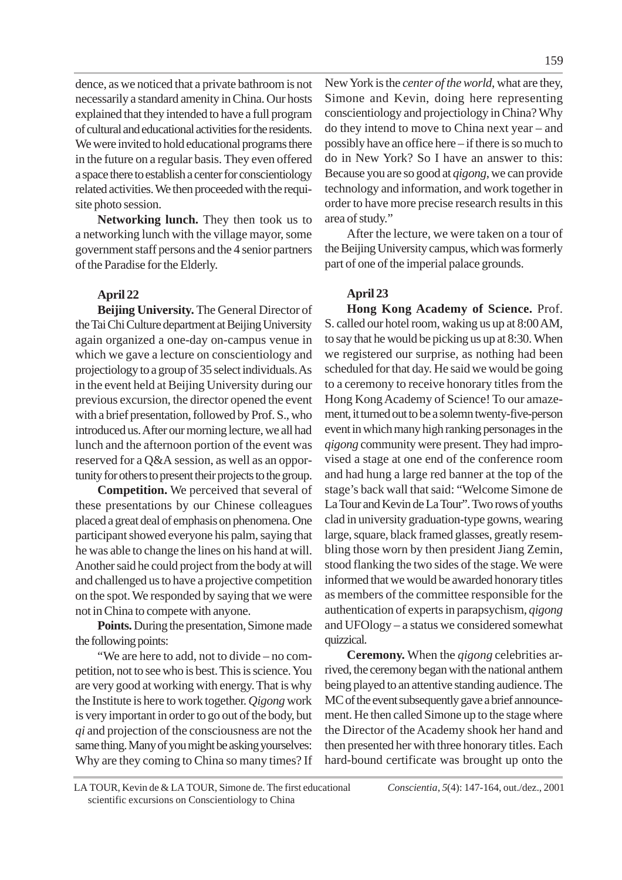dence, as we noticed that a private bathroom is not necessarily a standard amenity in China. Our hosts explained that they intended to have a full program of cultural and educational activities for the residents. We were invited to hold educational programs there in the future on a regular basis. They even offered a space there to establish a center for conscientiology related activities. We then proceeded with the requisite photo session.

**Networking lunch.** They then took us to a networking lunch with the village mayor, some government staff persons and the 4 senior partners of the Paradise for the Elderly.

**April 22**

**Beijing University.** The General Director of the Tai Chi Culture department at Beijing University again organized a one-day on-campus venue in which we gave a lecture on conscientiology and projectiology to a group of 35 select individuals. As in the event held at Beijing University during our previous excursion, the director opened the event with a brief presentation, followed by Prof. S., who introduced us. After our morning lecture, we all had lunch and the afternoon portion of the event was reserved for a Q&A session, as well as an opportunity for others to present their projects to the group.

**Competition.** We perceived that several of these presentations by our Chinese colleagues placed a great deal of emphasis on phenomena. One participant showed everyone his palm, saying that he was able to change the lines on his hand at will. Another said he could project from the body at will and challenged us to have a projective competition on the spot. We responded by saying that we were not in China to compete with anyone.

**Points.** During the presentation, Simone made the following points:

"We are here to add, not to divide – no competition, not to see who is best. This is science. You are very good at working with energy. That is why the Institute is here to work together. *Qigong* work is very important in order to go out of the body, but *qi* and projection of the consciousness are not the same thing. Many of you might be asking yourselves: Why are they coming to China so many times? If New York is the *center of the world*, what are they, Simone and Kevin, doing here representing conscientiology and projectiology in China? Why do they intend to move to China next year – and possibly have an office here – if there is so much to do in New York? So I have an answer to this: Because you are so good at *qigong*, we can provide technology and information, and work together in order to have more precise research results in this area of study."

After the lecture, we were taken on a tour of the Beijing University campus, which was formerly part of one of the imperial palace grounds.

**April 23**

**Hong Kong Academy of Science.** Prof. S. called our hotel room, waking us up at 8:00 AM, to say that he would be picking us up at 8:30. When we registered our surprise, as nothing had been scheduled for that day. He said we would be going to a ceremony to receive honorary titles from the Hong Kong Academy of Science! To our amazement, it turned out to be a solemn twenty-five-person event in which many high ranking personages in the *qigong* community were present. They had improvised a stage at one end of the conference room and had hung a large red banner at the top of the stage's back wall that said: "Welcome Simone de La Tour and Kevin de La Tour". Two rows of youths clad in university graduation-type gowns, wearing large, square, black framed glasses, greatly resembling those worn by then president Jiang Zemin, stood flanking the two sides of the stage. We were informed that we would be awarded honorary titles as members of the committee responsible for the authentication of experts in parapsychism, *qigong* and UFOlogy – a status we considered somewhat quizzical.

**Ceremony.** When the *qigong* celebrities arrived, the ceremony began with the national anthem being played to an attentive standing audience. The MC of the event subsequently gave a brief announcement. He then called Simone up to the stage where the Director of the Academy shook her hand and then presented her with three honorary titles. Each hard-bound certificate was brought up onto the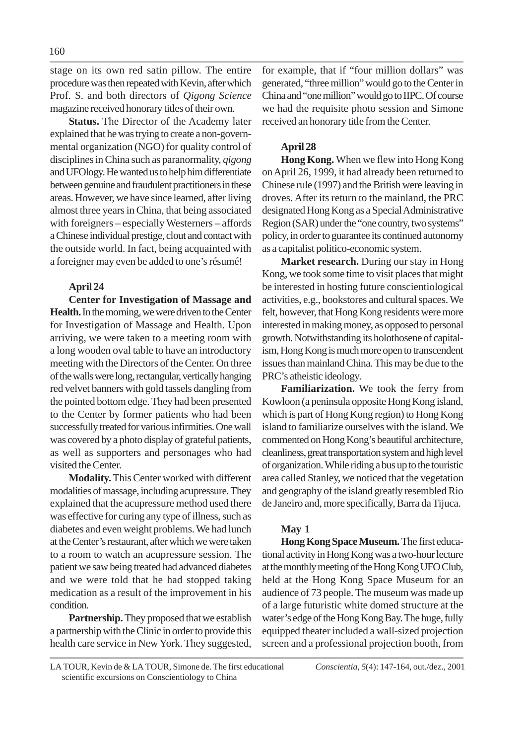stage on its own red satin pillow. The entire procedure was then repeated with Kevin, after which Prof. S. and both directors of *Qigong Science* magazine received honorary titles of their own.

**Status.** The Director of the Academy later explained that he was trying to create a non-governmental organization (NGO) for quality control of disciplines in China such as paranormality, *qigong* and UFOlogy. He wanted us to help him differentiate between genuine and fraudulent practitioners in these areas. However, we have since learned, after living almost three years in China, that being associated with foreigners – especially Westerners – affords a Chinese individual prestige, clout and contact with the outside world. In fact, being acquainted with a foreigner may even be added to one's résumé!

**April 24**

**Center for Investigation of Massage and Health.** In the morning, we were driven to the Center for Investigation of Massage and Health. Upon arriving, we were taken to a meeting room with a long wooden oval table to have an introductory meeting with the Directors of the Center. On three of the walls were long, rectangular, vertically hanging red velvet banners with gold tassels dangling from the pointed bottom edge. They had been presented to the Center by former patients who had been successfully treated for various infirmities. One wall was covered by a photo display of grateful patients, as well as supporters and personages who had visited the Center.

**Modality.** This Center worked with different modalities of massage, including acupressure. They explained that the acupressure method used there was effective for curing any type of illness, such as diabetes and even weight problems. We had lunch at the Center's restaurant, after which we were taken to a room to watch an acupressure session. The patient we saw being treated had advanced diabetes and we were told that he had stopped taking medication as a result of the improvement in his condition.

**Partnership.** They proposed that we establish a partnership with the Clinic in order to provide this health care service in New York. They suggested, for example, that if "four million dollars" was generated, "three million" would go to the Center in China and "one million" would go to IIPC. Of course we had the requisite photo session and Simone received an honorary title from the Center.

**April 28**

**Hong Kong.** When we flew into Hong Kong on April 26, 1999, it had already been returned to Chinese rule (1997) and the British were leaving in droves. After its return to the mainland, the PRC designated Hong Kong as a Special Administrative Region (SAR) under the "one country, two systems" policy, in order to guarantee its continued autonomy as a capitalist politico-economic system.

**Market research.** During our stay in Hong Kong, we took some time to visit places that might be interested in hosting future conscientiological activities, e.g., bookstores and cultural spaces. We felt, however, that Hong Kong residents were more interested in making money, as opposed to personal growth. Notwithstanding its holothosene of capitalism, Hong Kong is much more open to transcendent issues than mainland China. This may be due to the PRC's atheistic ideology.

**Familiarization.** We took the ferry from Kowloon (a peninsula opposite Hong Kong island, which is part of Hong Kong region) to Hong Kong island to familiarize ourselves with the island. We commented on Hong Kong's beautiful architecture, cleanliness, great transportation system and high level of organization. While riding a bus up to the touristic area called Stanley, we noticed that the vegetation and geography of the island greatly resembled Rio de Janeiro and, more specifically, Barra da Tijuca.

**May 1**

**Hong Kong Space Museum.** The first educational activity in Hong Kong was a two-hour lecture at the monthly meeting of the Hong Kong UFO Club, held at the Hong Kong Space Museum for an audience of 73 people. The museum was made up of a large futuristic white domed structure at the water's edge of the Hong Kong Bay. The huge, fully equipped theater included a wall-sized projection screen and a professional projection booth, from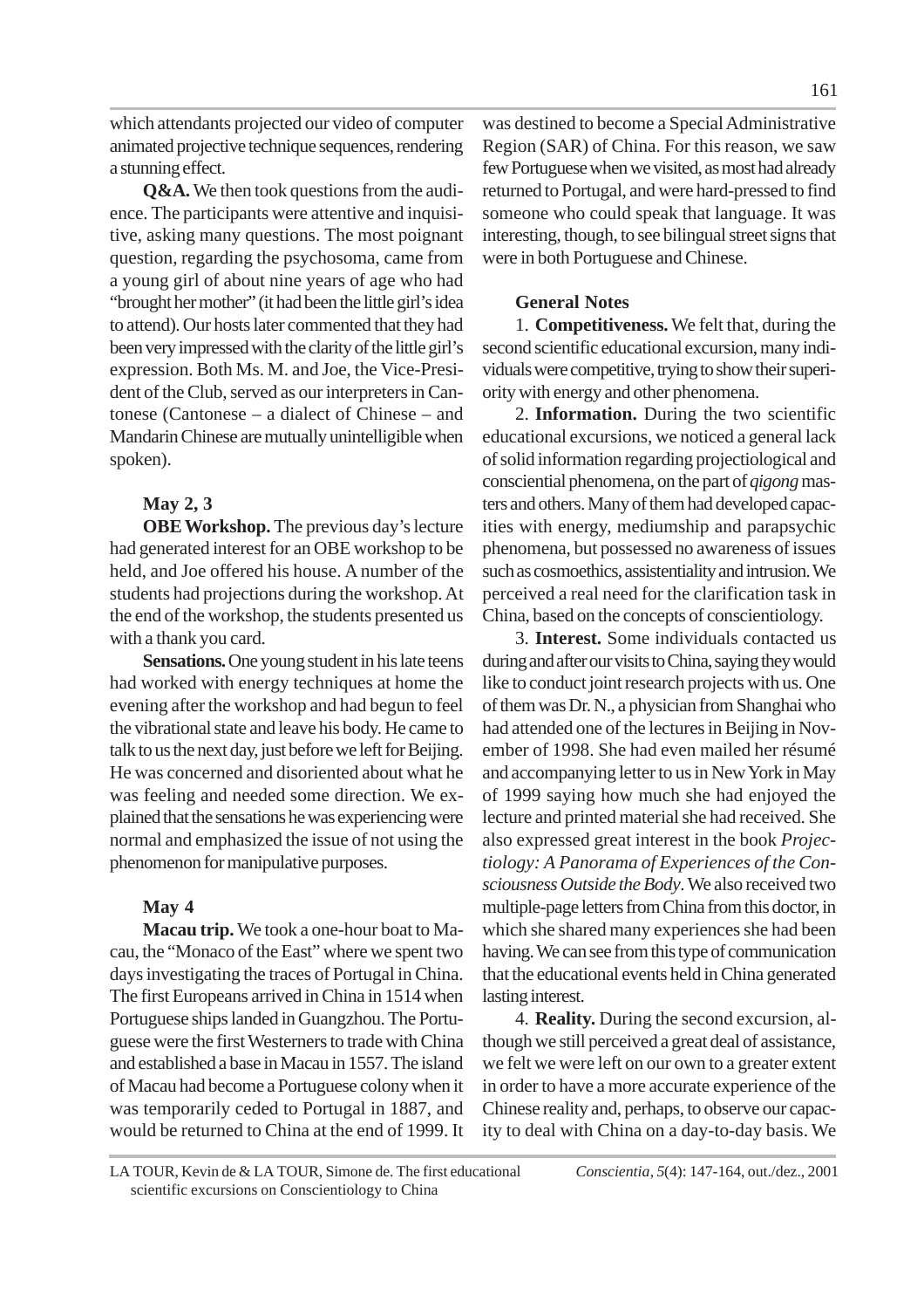which attendants projected our video of computer animated projective technique sequences, rendering a stunning effect.

**Q&A.** We then took questions from the audience. The participants were attentive and inquisitive, asking many questions. The most poignant question, regarding the psychosoma, came from a young girl of about nine years of age who had "brought her mother" (it had been the little girl's idea to attend). Our hosts later commented that they had been very impressed with the clarity of the little girl's expression. Both Ms. M. and Joe, the Vice-President of the Club, served as our interpreters in Cantonese (Cantonese – a dialect of Chinese – and Mandarin Chinese are mutually unintelligible when spoken).

### May 2, 3

**OBE Workshop.** The previous day's lecture had generated interest for an OBE workshop to be held, and Joe offered his house. A number of the students had projections during the workshop. At the end of the workshop, the students presented us with a thank you card.

**Sensations.** One young student in his late teens had worked with energy techniques at home the evening after the workshop and had begun to feel the vibrational state and leave his body. He came to talk to us the next day, just before we left for Beijing. He was concerned and disoriented about what he was feeling and needed some direction. We explained that the sensations he was experiencing were normal and emphasized the issue of not using the phenomenon for manipulative purposes.

### May 4

**Macau trip.** We took a one-hour boat to Macau, the "Monaco of the East" where we spent two days investigating the traces of Portugal in China. The first Europeans arrived in China in 1514 when Portuguese ships landed in Guangzhou. The Portuguese were the first Westerners to trade with China and established a base in Macau in 1557. The island of Macau had become a Portuguese colony when it was temporarily ceded to Portugal in 1887, and would be returned to China at the end of 1999. It was destined to become a Special Administrative Region (SAR) of China. For this reason, we saw few Portuguese when we visited, as most had already returned to Portugal, and were hard-pressed to find someone who could speak that language. It was interesting, though, to see bilingual street signs that were in both Portuguese and Chinese.

### General Notes

1. **Competitiveness.** We felt that, during the second scientific educational excursion, many individuals were competitive, trying to show their superiority with energy and other phenomena.

2. **Information.** During the two scientific educational excursions, we noticed a general lack of solid information regarding projectiological and consciential phenomena, on the part of *qigong* masters and others. Many of them had developed capacities with energy, mediumship and parapsychic phenomena, but possessed no awareness of issues such as cosmoethics, assistentiality and intrusion. We perceived a real need for the clarification task in China, based on the concepts of conscientiology.

3. **Interest.** Some individuals contacted us during and after our visits to China, saying they would like to conduct joint research projects with us. One of them was Dr. N., a physician from Shanghai who had attended one of the lectures in Beijing in November of 1998. She had even mailed her résumé and accompanying letter to us in New York in May of 1999 saying how much she had enjoyed the lecture and printed material she had received. She also expressed great interest in the book *Projectiology: A Panorama of Experiences of the Consciousness Outside the Body*. We also received two multiple-page letters from China from this doctor, in which she shared many experiences she had been having. We can see from this type of communication that the educational events held in China generated lasting interest.

4. **Reality.** During the second excursion, although we still perceived a great deal of assistance, we felt we were left on our own to a greater extent in order to have a more accurate experience of the Chinese reality and, perhaps, to observe our capacity to deal with China on a day-to-day basis. We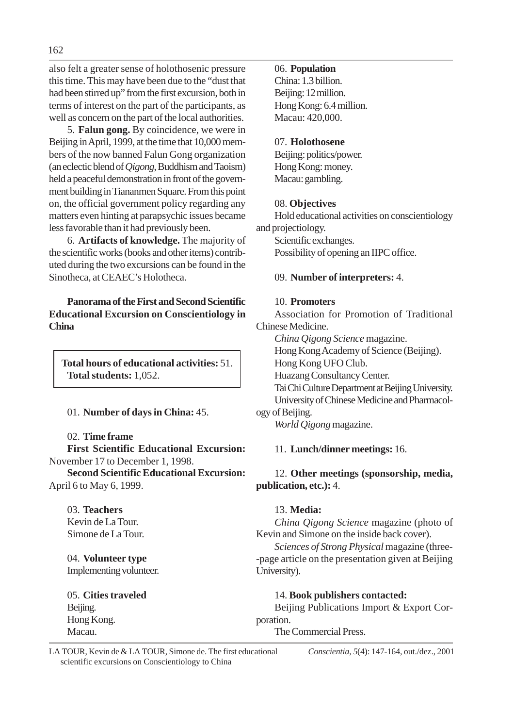also felt a greater sense of holothosenic pressure this time. This may have been due to the "dust that had been stirred up" from the first excursion, both in terms of interest on the part of the participants, as well as concern on the part of the local authorities.

5. **Falun gong.** By coincidence, we were in Beijing in April, 1999, at the time that 10,000 members of the now banned Falun Gong organization (an eclectic blend of *Qigong*, Buddhism and Taoism) held a peaceful demonstration in front of the government building in Tiananmen Square. From this point on, the official government policy regarding any matters even hinting at parapsychic issues became less favorable than it had previously been.

6. **Artifacts of knowledge.** The majority of the scientific works (books and other items) contributed during the two excursions can be found in the Sinotheca, at CEAEC's Holotheca.

**Panorama of the First and Second Scientific Educational Excursion on Conscientiology in China**

**Total hours of educational activities:** 51.
**Total students:** 1,052.

01. **Number of days in China:** 45.

02. **Time frame**

**First Scientific Educational Excursion:** November 17 to December 1, 1998.

**Second Scientific Educational Excursion:** April 6 to May 6, 1999.

03. **Teachers**

Kevin de La Tour.
Simone de La Tour.

04. **Volunteer type**

Implementing volunteer.

05. **Cities traveled**

Beijing.
Hong Kong.
Macau.

06. **Population**

China: 1.3 billion.
Beijing: 12 million.
Hong Kong: 6.4 million.
Macau: 420,000.

07. **Holothosene**

Beijing: politics/power.
Hong Kong: money.
Macau: gambling.

08. **Objectives**

Hold educational activities on conscientiology and projectiology.
Scientific exchanges.
Possibility of opening an IIPC office.

09. **Number of interpreters:** 4.

10. **Promoters**

Association for Promotion of Traditional Chinese Medicine.
*China Qigong Science* magazine.
Hong Kong Academy of Science (Beijing).
Hong Kong UFO Club.
Huazang Consultancy Center.
Tai Chi Culture Department at Beijing University.
University of Chinese Medicine and Pharmacology of Beijing.
*World Qigong* magazine.

11. **Lunch/dinner meetings:** 16.

12. **Other meetings (sponsorship, media, publication, etc.):** 4.

13. **Media:**

*China Qigong Science* magazine (photo of Kevin and Simone on the inside back cover).
*Sciences of Strong Physical* magazine (three--page article on the presentation given at Beijing University).

14. **Book publishers contacted:**

Beijing Publications Import & Export Corporation.
The Commercial Press.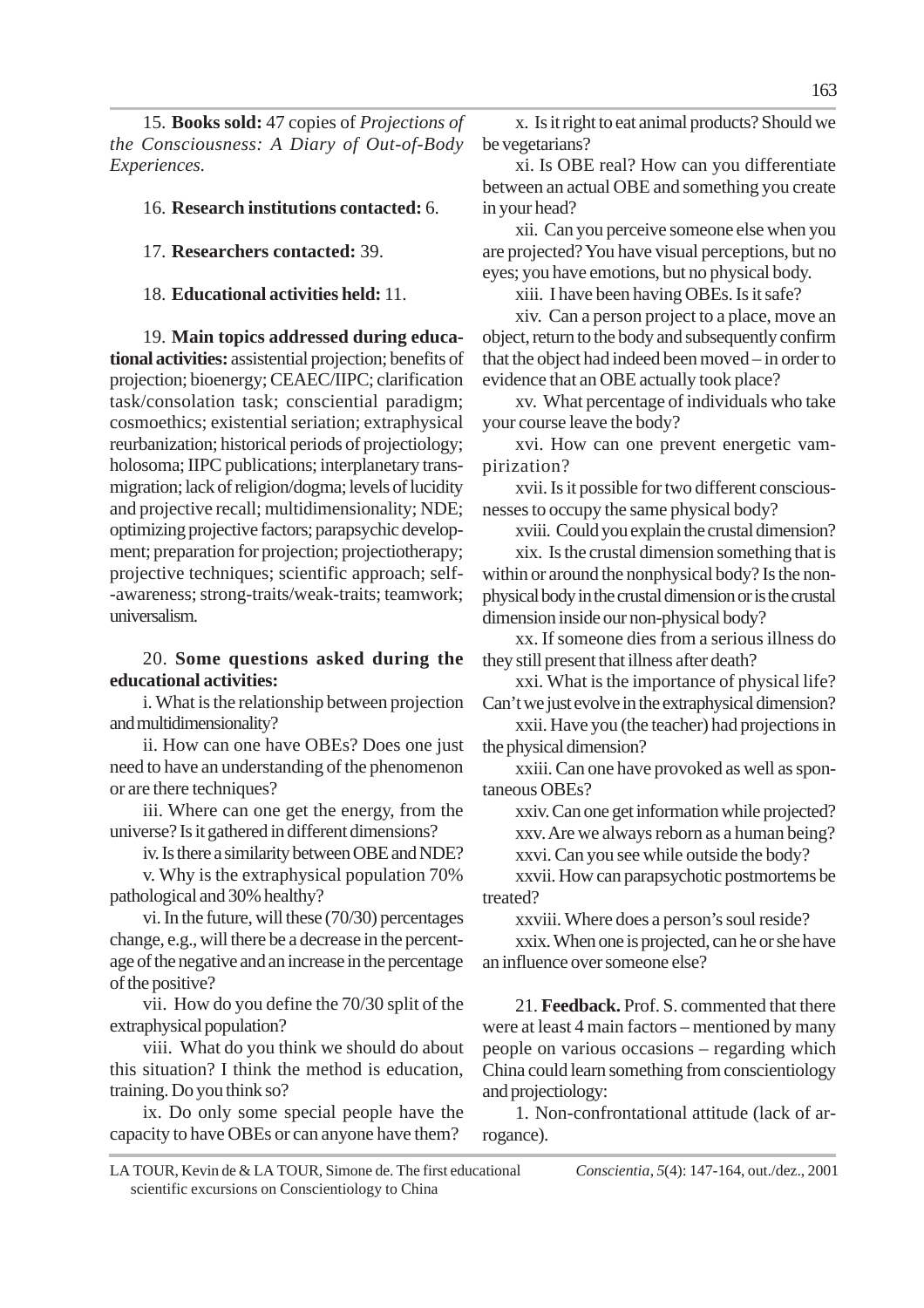15. **Books sold:** 47 copies of *Projections of the Consciousness: A Diary of Out-of-Body Experiences.*

16. **Research institutions contacted:** 6.

17. **Researchers contacted:** 39.

18. **Educational activities held:** 11.

19. **Main topics addressed during educational activities:** assistential projection; benefits of projection; bioenergy; CEAEC/IIPC; clarification task/consolation task; consciential paradigm; cosmoethics; existential seriation; extraphysical reurbanization; historical periods of projectiology; holosoma; IIPC publications; interplanetary transmigration; lack of religion/dogma; levels of lucidity and projective recall; multidimensionality; NDE; optimizing projective factors; parapsychic development; preparation for projection; projectiotherapy; projective techniques; scientific approach; self--awareness; strong-traits/weak-traits; teamwork; universalism.

20. **Some questions asked during the educational activities:**

i. What is the relationship between projection and multidimensionality?

ii. How can one have OBEs? Does one just need to have an understanding of the phenomenon or are there techniques?

iii. Where can one get the energy, from the universe? Is it gathered in different dimensions?

iv. Is there a similarity between OBE and NDE?

v. Why is the extraphysical population 70% pathological and 30% healthy?

vi. In the future, will these (70/30) percentages change, e.g., will there be a decrease in the percentage of the negative and an increase in the percentage of the positive?

vii. How do you define the 70/30 split of the extraphysical population?

viii. What do you think we should do about this situation? I think the method is education, training. Do you think so?

ix. Do only some special people have the capacity to have OBEs or can anyone have them?

x. Is it right to eat animal products? Should we be vegetarians?

xi. Is OBE real? How can you differentiate between an actual OBE and something you create in your head?

xii. Can you perceive someone else when you are projected? You have visual perceptions, but no eyes; you have emotions, but no physical body.

xiii. I have been having OBEs. Is it safe?

xiv. Can a person project to a place, move an object, return to the body and subsequently confirm that the object had indeed been moved – in order to evidence that an OBE actually took place?

xv. What percentage of individuals who take your course leave the body?

xvi. How can one prevent energetic vampirization?

xvii. Is it possible for two different consciousnesses to occupy the same physical body?

xviii. Could you explain the crustal dimension?

xix. Is the crustal dimension something that is within or around the nonphysical body? Is the nonphysical body in the crustal dimension or is the crustal dimension inside our non-physical body?

xx. If someone dies from a serious illness do they still present that illness after death?

xxi. What is the importance of physical life? Can't we just evolve in the extraphysical dimension?

xxii. Have you (the teacher) had projections in the physical dimension?

xxiii. Can one have provoked as well as spontaneous OBEs?

xxiv. Can one get information while projected?

xxv. Are we always reborn as a human being?

xxvi. Can you see while outside the body?

xxvii. How can parapsychotic postmortems be treated?

xxviii. Where does a person's soul reside?

xxix. When one is projected, can he or she have an influence over someone else?

21. **Feedback.** Prof. S. commented that there were at least 4 main factors – mentioned by many people on various occasions – regarding which China could learn something from conscientiology and projectiology:

1. Non-confrontational attitude (lack of arrogance).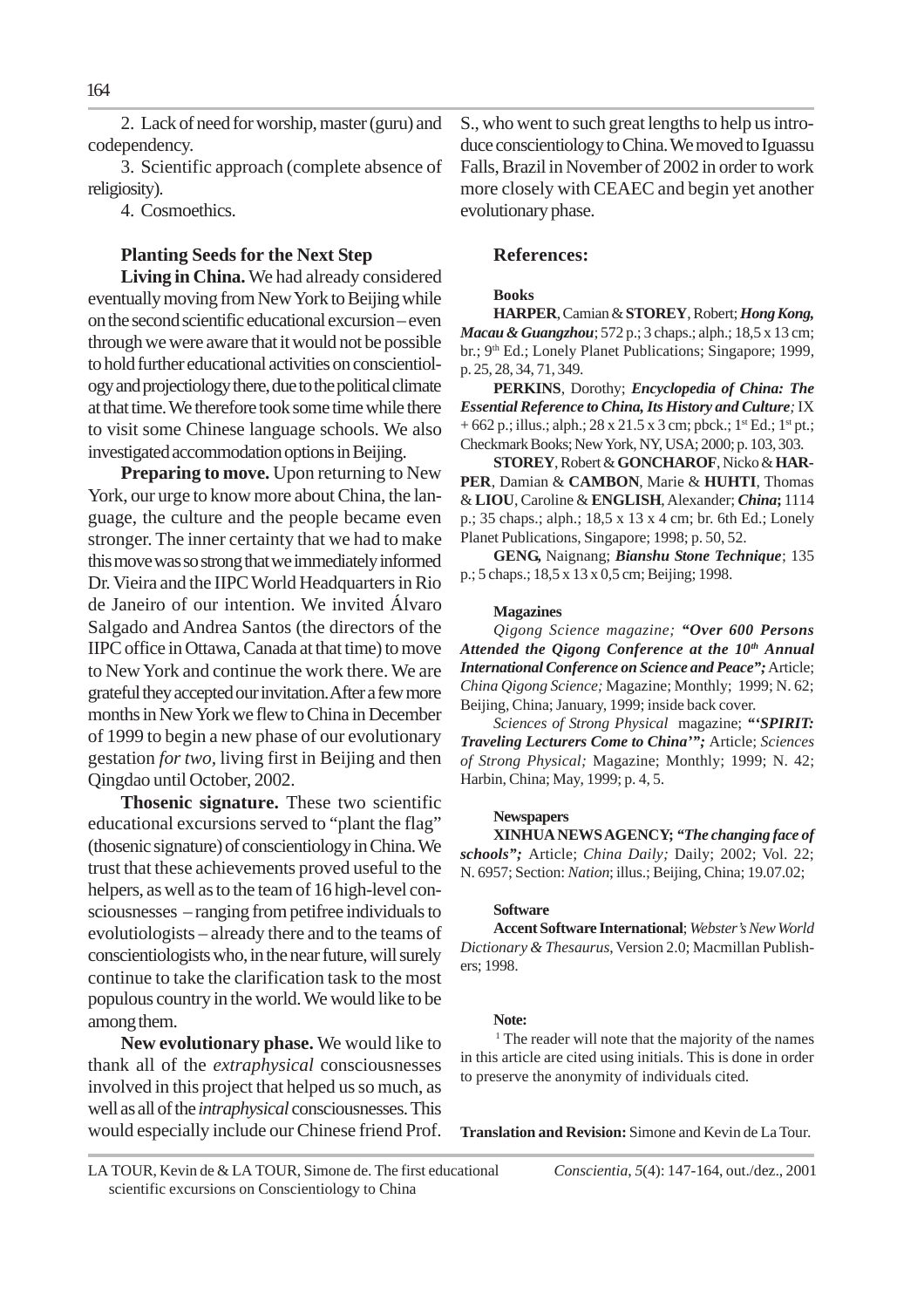2. Lack of need for worship, master (guru) and codependency.

3. Scientific approach (complete absence of religiosity).

4. Cosmoethics.

### Planting Seeds for the Next Step

**Living in China.** We had already considered eventually moving from New York to Beijing while on the second scientific educational excursion – even through we were aware that it would not be possible to hold further educational activities on conscientiology and projectiology there, due to the political climate at that time. We therefore took some time while there to visit some Chinese language schools. We also investigated accommodation options in Beijing.

**Preparing to move.** Upon returning to New York, our urge to know more about China, the language, the culture and the people became even stronger. The inner certainty that we had to make this move was so strong that we immediately informed Dr. Vieira and the IIPC World Headquarters in Rio de Janeiro of our intention. We invited Álvaro Salgado and Andrea Santos (the directors of the IIPC office in Ottawa, Canada at that time) to move to New York and continue the work there. We are grateful they accepted our invitation. After a few more months in New York we flew to China in December of 1999 to begin a new phase of our evolutionary gestation *for two*, living first in Beijing and then Qingdao until October, 2002.

**Thosenic signature.** These two scientific educational excursions served to "plant the flag" (thosenic signature) of conscientiology in China. We trust that these achievements proved useful to the helpers, as well as to the team of 16 high-level consciousnesses – ranging from petifree individuals to evolutiologists – already there and to the teams of conscientiologists who, in the near future, will surely continue to take the clarification task to the most populous country in the world. We would like to be among them.

**New evolutionary phase.** We would like to thank all of the *extraphysical* consciousnesses involved in this project that helped us so much, as well as all of the *intraphysical* consciousnesses. This would especially include our Chinese friend Prof. S., who went to such great lengths to help us introduce conscientiology to China. We moved to Iguassu Falls, Brazil in November of 2002 in order to work more closely with CEAEC and begin yet another evolutionary phase.

### References:

#### Books

**HARPER**, Camian & **STOREY**, Robert; ***Hong Kong, Macau & Guangzhou***; 572 p.; 3 chaps.; alph.; 18,5 x 13 cm; br.; 9th Ed.; Lonely Planet Publications; Singapore; 1999, p. 25, 28, 34, 71, 349.

**PERKINS**, Dorothy; ***Encyclopedia of China: The Essential Reference to China, Its History and Culture****;* IX + 662 p.; illus.; alph.; 28 x 21.5 x 3 cm; pbck.; 1st Ed.; 1st pt.; Checkmark Books; New York, NY, USA; 2000; p. 103, 303.

**STOREY**, Robert & **GONCHAROF**, Nicko & **HARPER**, Damian & **CAMBON**, Marie & **HUHTI**, Thomas & **LIOU**, Caroline & **ENGLISH**, Alexander; ***China*;** 1114 p.; 35 chaps.; alph.; 18,5 x 13 x 4 cm; br. 6th Ed.; Lonely Planet Publications, Singapore; 1998; p. 50, 52.

**GENG,** Naignang; ***Bianshu Stone Technique***; 135 p.; 5 chaps.; 18,5 x 13 x 0,5 cm; Beijing; 1998.

#### Magazines

*Qigong Science magazine;* ***"Over 600 Persons Attended the Qigong Conference at the 10th Annual International Conference on Science and Peace";*** Article; *China Qigong Science;* Magazine; Monthly; 1999; N. 62; Beijing, China; January, 1999; inside back cover.

*Sciences of Strong Physical* magazine; ***"'SPIRIT: Traveling Lecturers Come to China'";*** Article; *Sciences of Strong Physical;* Magazine; Monthly; 1999; N. 42; Harbin, China; May, 1999; p. 4, 5.

#### Newspapers

**XINHUA NEWS AGENCY;** ***"The changing face of schools";*** Article; *China Daily;* Daily; 2002; Vol. 22; N. 6957; Section: *Nation*; illus.; Beijing, China; 19.07.02;

#### Software

**Accent Software International**; *Webster's New World Dictionary & Thesaurus*, Version 2.0; Macmillan Publishers; 1998.

#### Note:

[1] The reader will note that the majority of the names in this article are cited using initials. This is done in order to preserve the anonymity of individuals cited.

**Translation and Revision:** Simone and Kevin de La Tour.